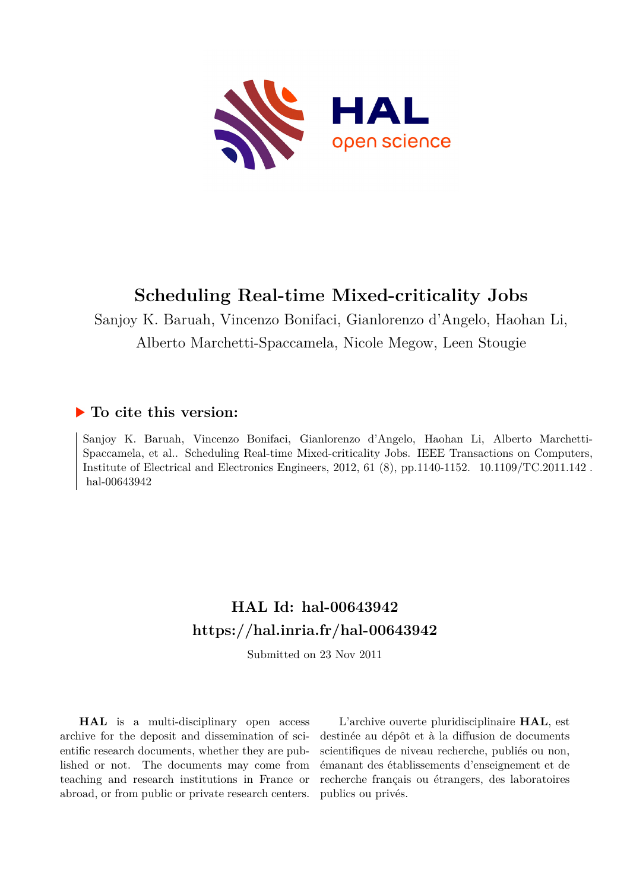# Scheduling Real-time Mixed-criticality Jobs

Sanjoy K. Baruah, Vincenzo Bonifaci, Gianlorenzo d'Angelo, Haohan Li, Alberto Marchetti-Spaccamela, Nicole Megow, Leen Stougie

## ▶ To cite this version:

Sanjoy K. Baruah, Vincenzo Bonifaci, Gianlorenzo d'Angelo, Haohan Li, Alberto Marchetti-Spaccamela, et al.. Scheduling Real-time Mixed-criticality Jobs. IEEE Transactions on Computers, Institute of Electrical and Electronics Engineers, 2012, 61 (8), pp.1140-1152. 10.1109/TC.2011.142 . hal-00643942

## HAL Id: hal-00643942
## https://hal.inria.fr/hal-00643942

Submitted on 23 Nov 2011

**HAL** is a multi-disciplinary open access archive for the deposit and dissemination of scientific research documents, whether they are published or not. The documents may come from teaching and research institutions in France or abroad, or from public or private research centers.

L'archive ouverte pluridisciplinaire **HAL**, est destinée au dépôt et à la diffusion de documents scientifiques de niveau recherche, publiés ou non, émanant des établissements d'enseignement et de recherche français ou étrangers, des laboratoires publics ou privés.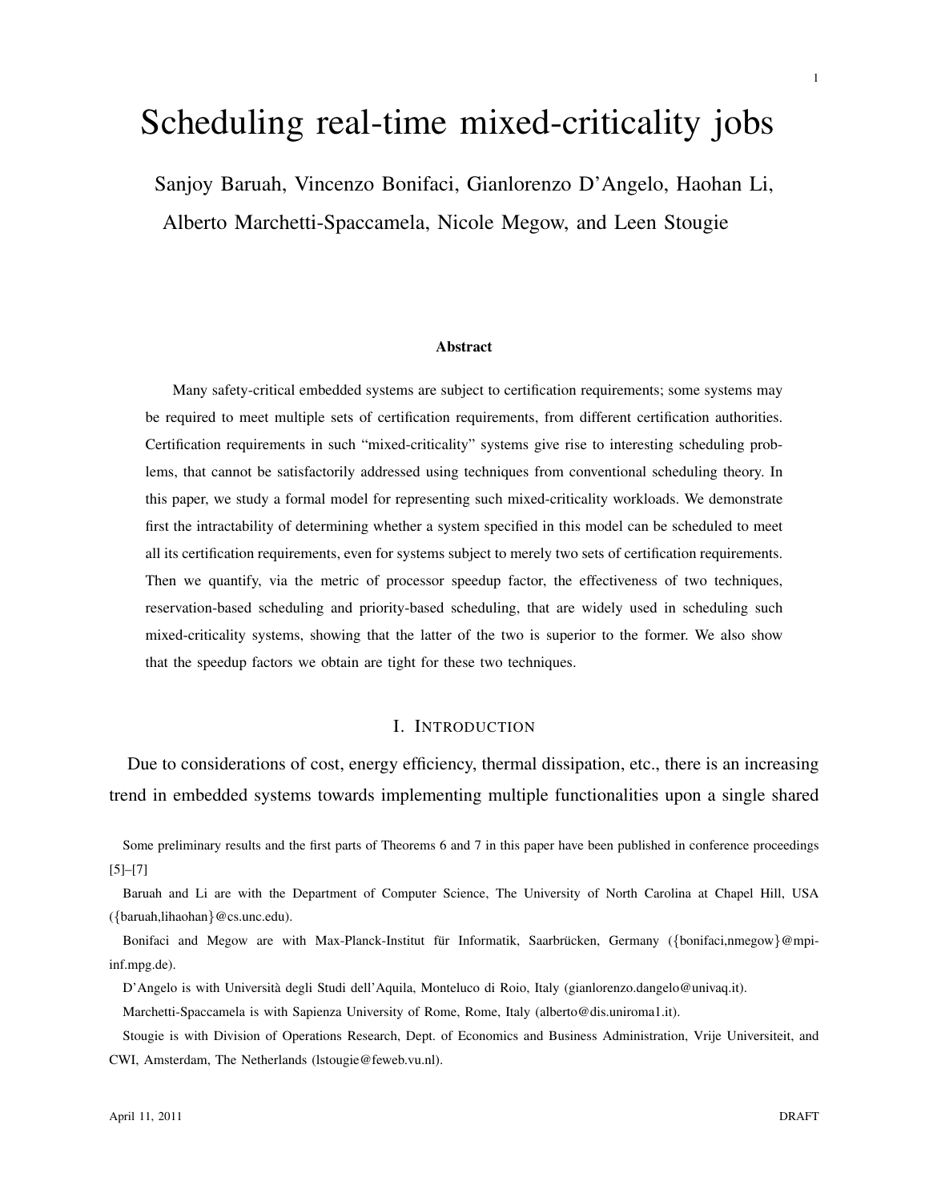# Scheduling real-time mixed-criticality jobs

Sanjoy Baruah, Vincenzo Bonifaci, Gianlorenzo D'Angelo, Haohan Li, Alberto Marchetti-Spaccamela, Nicole Megow, and Leen Stougie

### Abstract

Many safety-critical embedded systems are subject to certification requirements; some systems may be required to meet multiple sets of certification requirements, from different certification authorities. Certification requirements in such "mixed-criticality" systems give rise to interesting scheduling problems, that cannot be satisfactorily addressed using techniques from conventional scheduling theory. In this paper, we study a formal model for representing such mixed-criticality workloads. We demonstrate first the intractability of determining whether a system specified in this model can be scheduled to meet all its certification requirements, even for systems subject to merely two sets of certification requirements. Then we quantify, via the metric of processor speedup factor, the effectiveness of two techniques, reservation-based scheduling and priority-based scheduling, that are widely used in scheduling such mixed-criticality systems, showing that the latter of the two is superior to the former. We also show that the speedup factors we obtain are tight for these two techniques.

## I. Introduction

Due to considerations of cost, energy efficiency, thermal dissipation, etc., there is an increasing trend in embedded systems towards implementing multiple functionalities upon a single shared

Some preliminary results and the first parts of Theorems 6 and 7 in this paper have been published in conference proceedings [5]–[7]

Baruah and Li are with the Department of Computer Science, The University of North Carolina at Chapel Hill, USA ({baruah,lihaohan}@cs.unc.edu).

Bonifaci and Megow are with Max-Planck-Institut für Informatik, Saarbrücken, Germany ({bonifaci,nmegow}@mpi-inf.mpg.de).

D'Angelo is with Università degli Studi dell'Aquila, Monteluco di Roio, Italy (gianlorenzo.dangelo@univaq.it).

Marchetti-Spaccamela is with Sapienza University of Rome, Rome, Italy (alberto@dis.uniroma1.it).

Stougie is with Division of Operations Research, Dept. of Economics and Business Administration, Vrije Universiteit, and CWI, Amsterdam, The Netherlands (lstougie@feweb.vu.nl).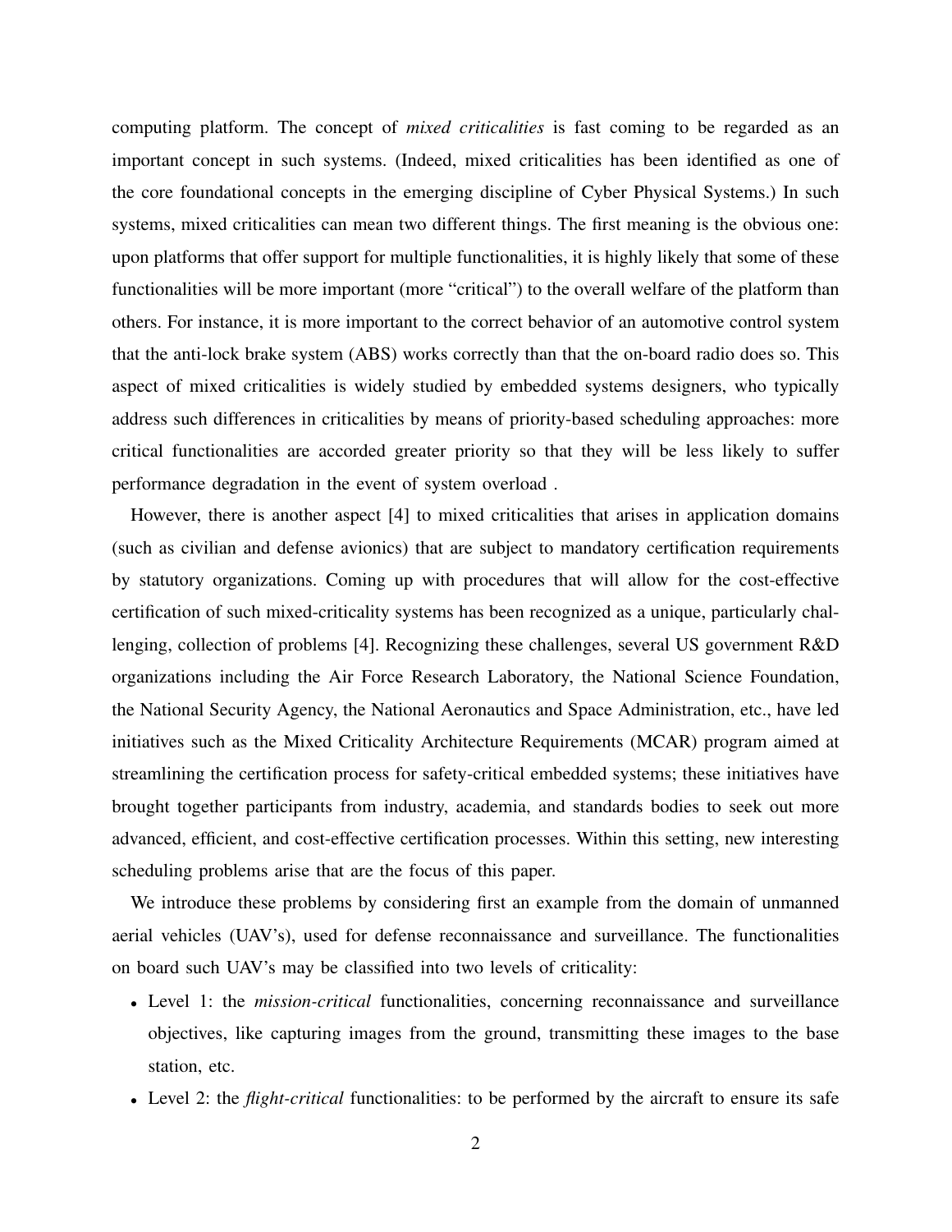computing platform. The concept of *mixed criticalities* is fast coming to be regarded as an important concept in such systems. (Indeed, mixed criticalities has been identified as one of the core foundational concepts in the emerging discipline of Cyber Physical Systems.) In such systems, mixed criticalities can mean two different things. The first meaning is the obvious one: upon platforms that offer support for multiple functionalities, it is highly likely that some of these functionalities will be more important (more "critical") to the overall welfare of the platform than others. For instance, it is more important to the correct behavior of an automotive control system that the anti-lock brake system (ABS) works correctly than that the on-board radio does so. This aspect of mixed criticalities is widely studied by embedded systems designers, who typically address such differences in criticalities by means of priority-based scheduling approaches: more critical functionalities are accorded greater priority so that they will be less likely to suffer performance degradation in the event of system overload .

However, there is another aspect [4] to mixed criticalities that arises in application domains (such as civilian and defense avionics) that are subject to mandatory certification requirements by statutory organizations. Coming up with procedures that will allow for the cost-effective certification of such mixed-criticality systems has been recognized as a unique, particularly challenging, collection of problems [4]. Recognizing these challenges, several US government R&D organizations including the Air Force Research Laboratory, the National Science Foundation, the National Security Agency, the National Aeronautics and Space Administration, etc., have led initiatives such as the Mixed Criticality Architecture Requirements (MCAR) program aimed at streamlining the certification process for safety-critical embedded systems; these initiatives have brought together participants from industry, academia, and standards bodies to seek out more advanced, efficient, and cost-effective certification processes. Within this setting, new interesting scheduling problems arise that are the focus of this paper.

We introduce these problems by considering first an example from the domain of unmanned aerial vehicles (UAV's), used for defense reconnaissance and surveillance. The functionalities on board such UAV's may be classified into two levels of criticality:

- Level 1: the *mission-critical* functionalities, concerning reconnaissance and surveillance objectives, like capturing images from the ground, transmitting these images to the base station, etc.
- Level 2: the *flight-critical* functionalities: to be performed by the aircraft to ensure its safe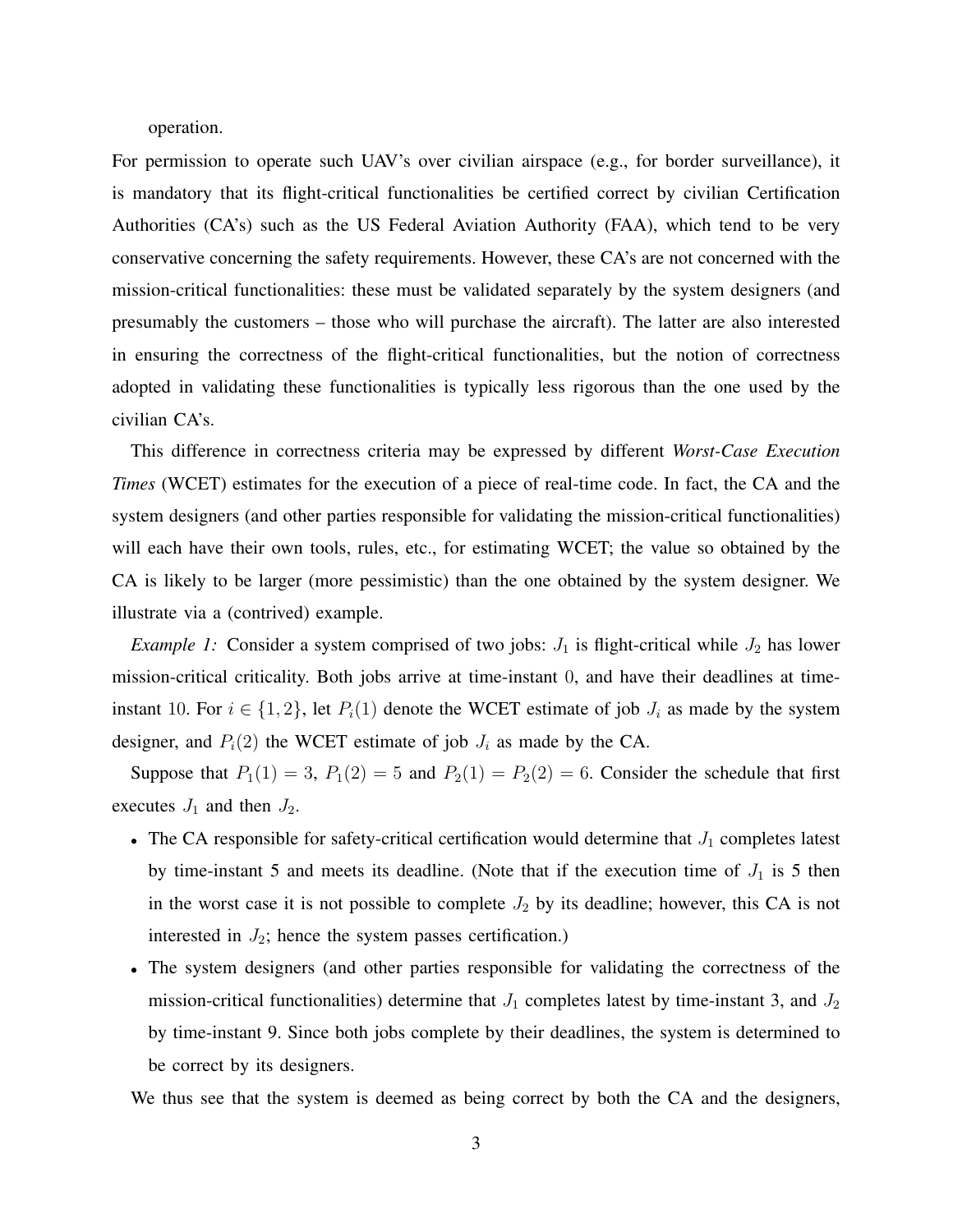operation.

For permission to operate such UAV's over civilian airspace (e.g., for border surveillance), it is mandatory that its flight-critical functionalities be certified correct by civilian Certification Authorities (CA's) such as the US Federal Aviation Authority (FAA), which tend to be very conservative concerning the safety requirements. However, these CA's are not concerned with the mission-critical functionalities: these must be validated separately by the system designers (and presumably the customers – those who will purchase the aircraft). The latter are also interested in ensuring the correctness of the flight-critical functionalities, but the notion of correctness adopted in validating these functionalities is typically less rigorous than the one used by the civilian CA's.

This difference in correctness criteria may be expressed by different *Worst-Case Execution Times* (WCET) estimates for the execution of a piece of real-time code. In fact, the CA and the system designers (and other parties responsible for validating the mission-critical functionalities) will each have their own tools, rules, etc., for estimating WCET; the value so obtained by the CA is likely to be larger (more pessimistic) than the one obtained by the system designer. We illustrate via a (contrived) example.

*Example 1:* Consider a system comprised of two jobs: $J_1$ is flight-critical while $J_2$ has lower mission-critical criticality. Both jobs arrive at time-instant 0, and have their deadlines at time-instant 10. For $i \in \{1, 2\}$, let $P_i(1)$ denote the WCET estimate of job $J_i$ as made by the system designer, and $P_i(2)$ the WCET estimate of job $J_i$ as made by the CA.

Suppose that $P_1(1) = 3$, $P_1(2) = 5$ and $P_2(1) = P_2(2) = 6$. Consider the schedule that first executes $J_1$ and then $J_2$.

- The CA responsible for safety-critical certification would determine that $J_1$ completes latest by time-instant 5 and meets its deadline. (Note that if the execution time of $J_1$ is 5 then in the worst case it is not possible to complete $J_2$ by its deadline; however, this CA is not interested in $J_2$; hence the system passes certification.)
- The system designers (and other parties responsible for validating the correctness of the mission-critical functionalities) determine that $J_1$ completes latest by time-instant 3, and $J_2$ by time-instant 9. Since both jobs complete by their deadlines, the system is determined to be correct by its designers.

We thus see that the system is deemed as being correct by both the CA and the designers,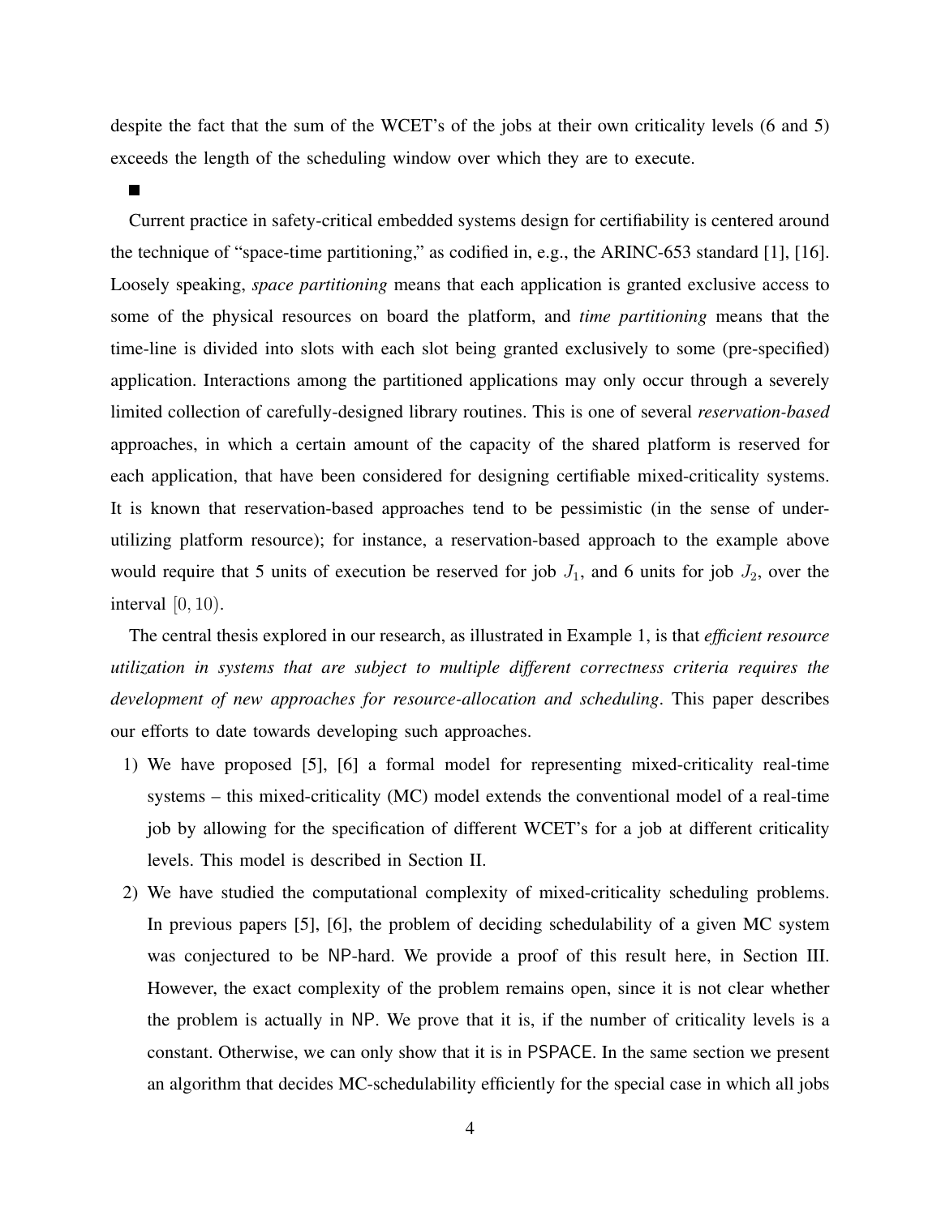despite the fact that the sum of the WCET's of the jobs at their own criticality levels (6 and 5) exceeds the length of the scheduling window over which they are to execute.

■

Current practice in safety-critical embedded systems design for certifiability is centered around the technique of "space-time partitioning," as codified in, e.g., the ARINC-653 standard [1], [16]. Loosely speaking, *space partitioning* means that each application is granted exclusive access to some of the physical resources on board the platform, and *time partitioning* means that the time-line is divided into slots with each slot being granted exclusively to some (pre-specified) application. Interactions among the partitioned applications may only occur through a severely limited collection of carefully-designed library routines. This is one of several *reservation-based* approaches, in which a certain amount of the capacity of the shared platform is reserved for each application, that have been considered for designing certifiable mixed-criticality systems. It is known that reservation-based approaches tend to be pessimistic (in the sense of under-utilizing platform resource); for instance, a reservation-based approach to the example above would require that 5 units of execution be reserved for job $J_1$, and 6 units for job $J_2$, over the interval $[0, 10)$.

The central thesis explored in our research, as illustrated in Example 1, is that *efficient resource utilization in systems that are subject to multiple different correctness criteria requires the development of new approaches for resource-allocation and scheduling*. This paper describes our efforts to date towards developing such approaches.

1) We have proposed [5], [6] a formal model for representing mixed-criticality real-time systems – this mixed-criticality (MC) model extends the conventional model of a real-time job by allowing for the specification of different WCET's for a job at different criticality levels. This model is described in Section II.
2) We have studied the computational complexity of mixed-criticality scheduling problems. In previous papers [5], [6], the problem of deciding schedulability of a given MC system was conjectured to be NP-hard. We provide a proof of this result here, in Section III. However, the exact complexity of the problem remains open, since it is not clear whether the problem is actually in NP. We prove that it is, if the number of criticality levels is a constant. Otherwise, we can only show that it is in PSPACE. In the same section we present an algorithm that decides MC-schedulability efficiently for the special case in which all jobs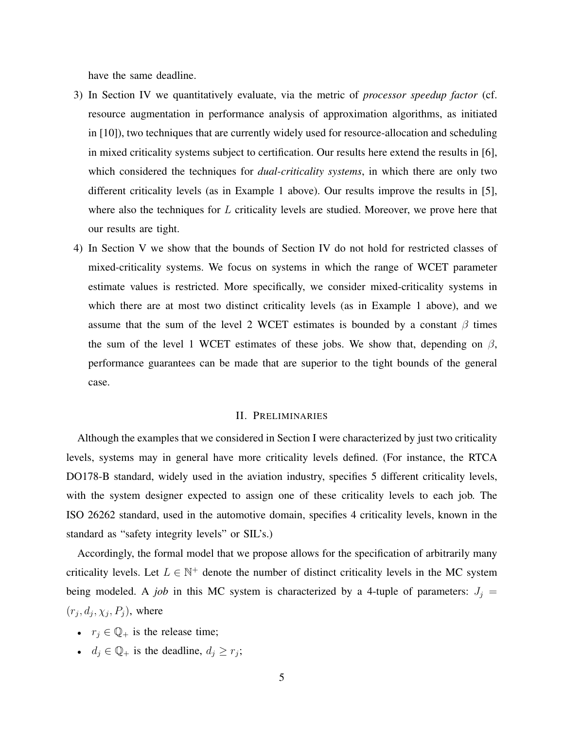have the same deadline.

3) In Section IV we quantitatively evaluate, via the metric of *processor speedup factor* (cf. resource augmentation in performance analysis of approximation algorithms, as initiated in [10]), two techniques that are currently widely used for resource-allocation and scheduling in mixed criticality systems subject to certification. Our results here extend the results in [6], which considered the techniques for *dual-criticality systems*, in which there are only two different criticality levels (as in Example 1 above). Our results improve the results in [5], where also the techniques for $L$ criticality levels are studied. Moreover, we prove here that our results are tight.
4) In Section V we show that the bounds of Section IV do not hold for restricted classes of mixed-criticality systems. We focus on systems in which the range of WCET parameter estimate values is restricted. More specifically, we consider mixed-criticality systems in which there are at most two distinct criticality levels (as in Example 1 above), and we assume that the sum of the level 2 WCET estimates is bounded by a constant $\beta$ times the sum of the level 1 WCET estimates of these jobs. We show that, depending on $\beta$, performance guarantees can be made that are superior to the tight bounds of the general case.

## II. Preliminaries

Although the examples that we considered in Section I were characterized by just two criticality levels, systems may in general have more criticality levels defined. (For instance, the RTCA DO178-B standard, widely used in the aviation industry, specifies 5 different criticality levels, with the system designer expected to assign one of these criticality levels to each job. The ISO 26262 standard, used in the automotive domain, specifies 4 criticality levels, known in the standard as "safety integrity levels" or SIL's.)

Accordingly, the formal model that we propose allows for the specification of arbitrarily many criticality levels. Let $L \in \mathbb{N}^+$ denote the number of distinct criticality levels in the MC system being modeled. A *job* in this MC system is characterized by a 4-tuple of parameters: $J_j = (r_j, d_j, \chi_j, P_j)$, where

- $r_j \in \mathbb{Q}_+$ is the release time;
- $d_j \in \mathbb{Q}_+$ is the deadline, $d_j \geq r_j$;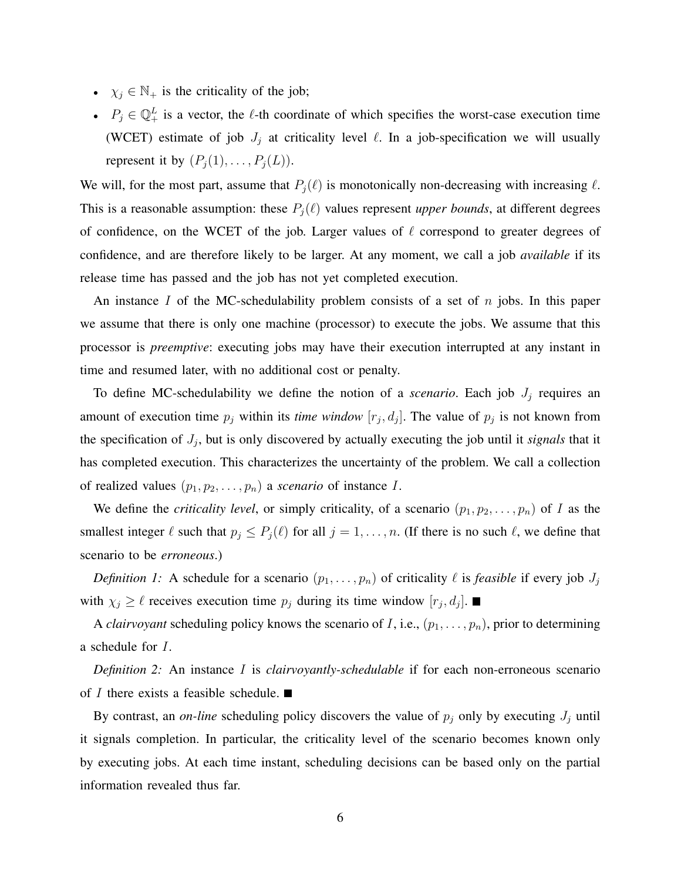- $\chi_j \in \mathbb{N}_+$ is the criticality of the job;
- $P_j \in \mathbb{Q}_+^L$ is a vector, the $\ell$-th coordinate of which specifies the worst-case execution time (WCET) estimate of job $J_j$ at criticality level $\ell$. In a job-specification we will usually represent it by $(P_j(1), \ldots, P_j(L))$.

We will, for the most part, assume that $P_j(\ell)$ is monotonically non-decreasing with increasing $\ell$. This is a reasonable assumption: these $P_j(\ell)$ values represent *upper bounds*, at different degrees of confidence, on the WCET of the job. Larger values of $\ell$ correspond to greater degrees of confidence, and are therefore likely to be larger. At any moment, we call a job *available* if its release time has passed and the job has not yet completed execution.

An instance $I$ of the MC-schedulability problem consists of a set of $n$ jobs. In this paper we assume that there is only one machine (processor) to execute the jobs. We assume that this processor is *preemptive*: executing jobs may have their execution interrupted at any instant in time and resumed later, with no additional cost or penalty.

To define MC-schedulability we define the notion of a *scenario*. Each job $J_j$ requires an amount of execution time $p_j$ within its *time window* $[r_j, d_j]$. The value of $p_j$ is not known from the specification of $J_j$, but is only discovered by actually executing the job until it *signals* that it has completed execution. This characterizes the uncertainty of the problem. We call a collection of realized values $(p_1, p_2, \ldots, p_n)$ a *scenario* of instance $I$.

We define the *criticality level*, or simply criticality, of a scenario $(p_1, p_2, \ldots, p_n)$ of $I$ as the smallest integer $\ell$ such that $p_j \leq P_j(\ell)$ for all $j = 1, \ldots, n$. (If there is no such $\ell$, we define that scenario to be *erroneous*.)

*Definition 1:* A schedule for a scenario $(p_1, \ldots, p_n)$ of criticality $\ell$ is *feasible* if every job $J_j$ with $\chi_j \geq \ell$ receives execution time $p_j$ during its time window $[r_j, d_j]$. ■

A *clairvoyant* scheduling policy knows the scenario of $I$, i.e., $(p_1, \ldots, p_n)$, prior to determining a schedule for $I$.

*Definition 2:* An instance $I$ is *clairvoyantly-schedulable* if for each non-erroneous scenario of $I$ there exists a feasible schedule. ■

By contrast, an *on-line* scheduling policy discovers the value of $p_j$ only by executing $J_j$ until it signals completion. In particular, the criticality level of the scenario becomes known only by executing jobs. At each time instant, scheduling decisions can be based only on the partial information revealed thus far.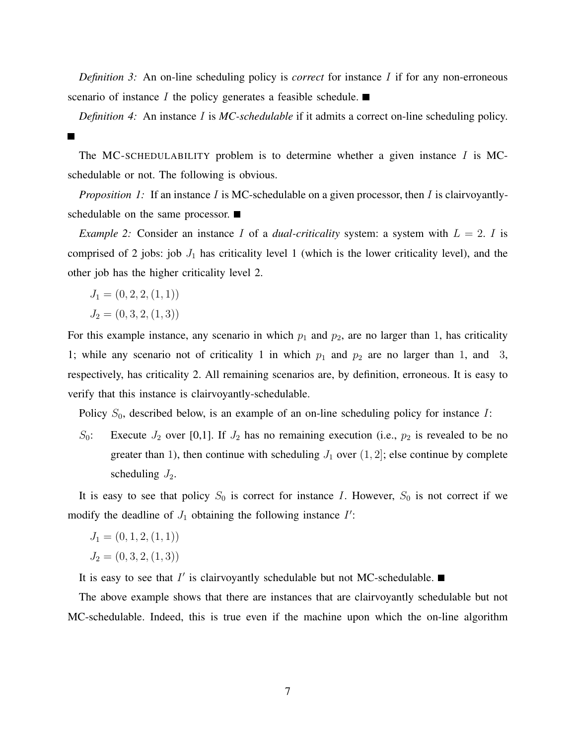*Definition 3:* An on-line scheduling policy is *correct* for instance $I$ if for any non-erroneous scenario of instance $I$ the policy generates a feasible schedule. ■

*Definition 4:* An instance $I$ is *MC-schedulable* if it admits a correct on-line scheduling policy. ■

The MC-SCHEDULABILITY problem is to determine whether a given instance $I$ is MC-schedulable or not. The following is obvious.

*Proposition 1:* If an instance $I$ is MC-schedulable on a given processor, then $I$ is clairvoyantly-schedulable on the same processor. ■

*Example 2:* Consider an instance $I$ of a *dual-criticality* system: a system with $L = 2$. $I$ is comprised of 2 jobs: job $J_1$ has criticality level 1 (which is the lower criticality level), and the other job has the higher criticality level 2.

$J_1 = (0, 2, 2, (1, 1))$

$J_2 = (0, 3, 2, (1, 3))$

For this example instance, any scenario in which $p_1$ and $p_2$, are no larger than 1, has criticality 1; while any scenario not of criticality 1 in which $p_1$ and $p_2$ are no larger than 1, and 3, respectively, has criticality 2. All remaining scenarios are, by definition, erroneous. It is easy to verify that this instance is clairvoyantly-schedulable.

Policy $S_0$, described below, is an example of an on-line scheduling policy for instance $I$:

$S_0$: Execute $J_2$ over [0,1]. If $J_2$ has no remaining execution (i.e., $p_2$ is revealed to be no greater than 1), then continue with scheduling $J_1$ over $(1, 2]$; else continue by complete scheduling $J_2$.

It is easy to see that policy $S_0$ is correct for instance $I$. However, $S_0$ is not correct if we modify the deadline of $J_1$ obtaining the following instance $I'$:

$J_1 = (0, 1, 2, (1, 1))$

$J_2 = (0, 3, 2, (1, 3))$

It is easy to see that $I'$ is clairvoyantly schedulable but not MC-schedulable. ■

The above example shows that there are instances that are clairvoyantly schedulable but not MC-schedulable. Indeed, this is true even if the machine upon which the on-line algorithm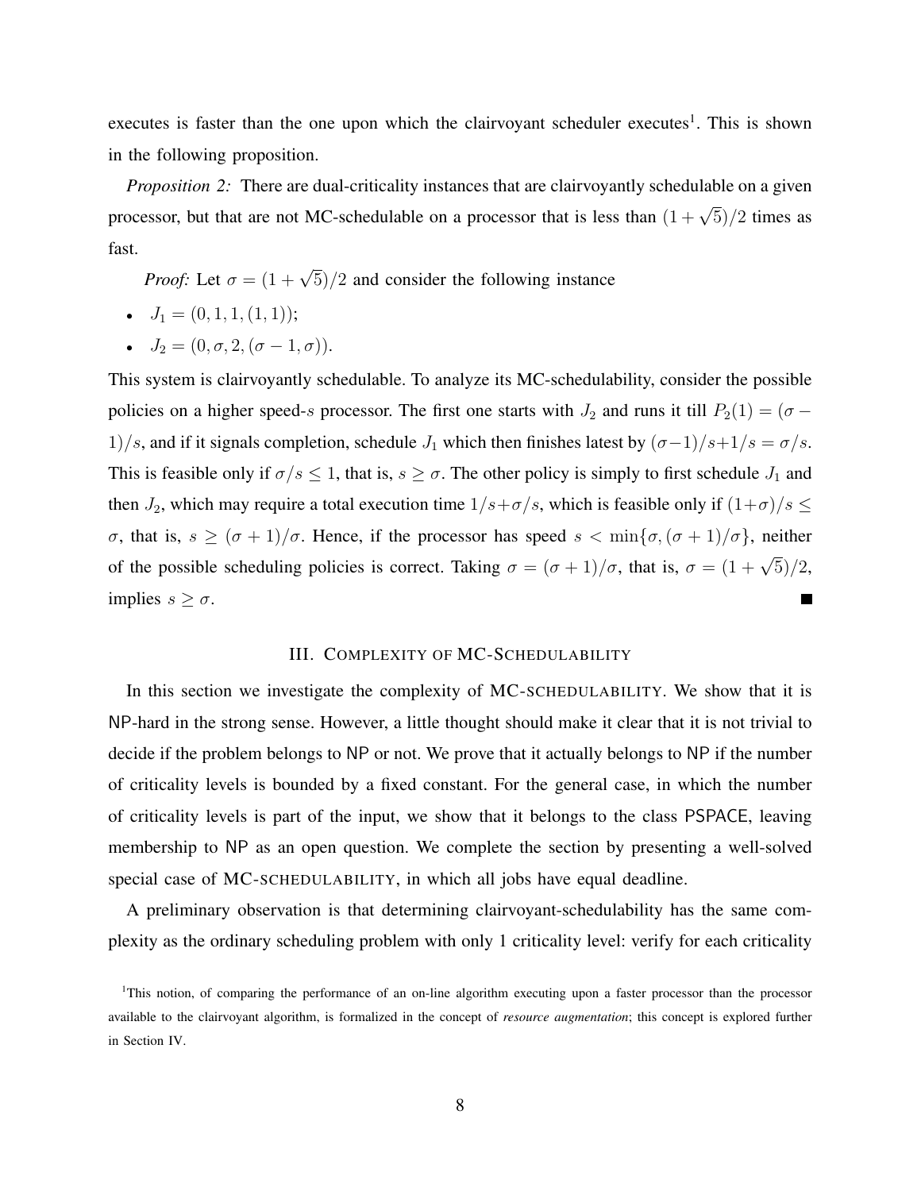executes is faster than the one upon which the clairvoyant scheduler executes[1]. This is shown in the following proposition.

*Proposition 2:* There are dual-criticality instances that are clairvoyantly schedulable on a given processor, but that are not MC-schedulable on a processor that is less than $(1+\sqrt{5})/2$ times as fast.

*Proof:* Let $\sigma = (1+\sqrt{5})/2$ and consider the following instance

- $J_1 = (0, 1, 1, (1, 1))$;
- $J_2 = (0, \sigma, 2, (\sigma - 1, \sigma))$.

This system is clairvoyantly schedulable. To analyze its MC-schedulability, consider the possible policies on a higher speed-$s$ processor. The first one starts with $J_2$ and runs it till $P_2(1) = (\sigma - 1)/s$, and if it signals completion, schedule $J_1$ which then finishes latest by $(\sigma-1)/s+1/s = \sigma/s$. This is feasible only if $\sigma/s \leq 1$, that is, $s \geq \sigma$. The other policy is simply to first schedule $J_1$ and then $J_2$, which may require a total execution time $1/s+\sigma/s$, which is feasible only if $(1+\sigma)/s \leq \sigma$, that is, $s \geq (\sigma+1)/\sigma$. Hence, if the processor has speed $s < \min\{\sigma, (\sigma+1)/\sigma\}$, neither of the possible scheduling policies is correct. Taking $\sigma = (\sigma+1)/\sigma$, that is, $\sigma = (1+\sqrt{5})/2$, implies $s \geq \sigma$. ∎

## III. Complexity of MC-Schedulability

In this section we investigate the complexity of MC-SCHEDULABILITY. We show that it is NP-hard in the strong sense. However, a little thought should make it clear that it is not trivial to decide if the problem belongs to NP or not. We prove that it actually belongs to NP if the number of criticality levels is bounded by a fixed constant. For the general case, in which the number of criticality levels is part of the input, we show that it belongs to the class PSPACE, leaving membership to NP as an open question. We complete the section by presenting a well-solved special case of MC-SCHEDULABILITY, in which all jobs have equal deadline.

A preliminary observation is that determining clairvoyant-schedulability has the same complexity as the ordinary scheduling problem with only 1 criticality level: verify for each criticality

[1]This notion, of comparing the performance of an on-line algorithm executing upon a faster processor than the processor available to the clairvoyant algorithm, is formalized in the concept of *resource augmentation*; this concept is explored further in Section IV.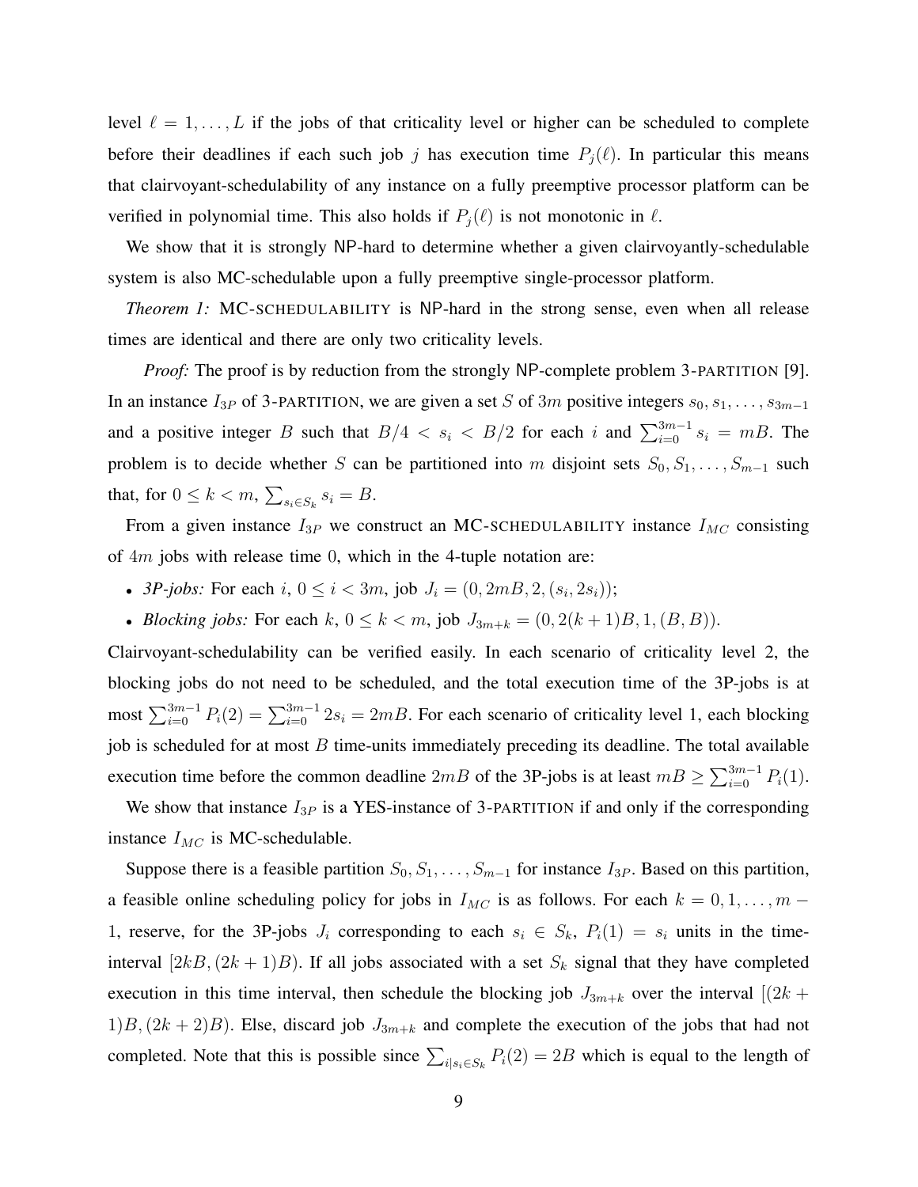level $\ell = 1, \ldots, L$ if the jobs of that criticality level or higher can be scheduled to complete before their deadlines if each such job $j$ has execution time $P_j(\ell)$. In particular this means that clairvoyant-schedulability of any instance on a fully preemptive processor platform can be verified in polynomial time. This also holds if $P_j(\ell)$ is not monotonic in $\ell$.

We show that it is strongly NP-hard to determine whether a given clairvoyantly-schedulable system is also MC-schedulable upon a fully preemptive single-processor platform.

*Theorem 1:* MC-SCHEDULABILITY is NP-hard in the strong sense, even when all release times are identical and there are only two criticality levels.

*Proof:* The proof is by reduction from the strongly NP-complete problem 3-PARTITION [9]. In an instance $I_{3P}$ of 3-PARTITION, we are given a set $S$ of $3m$ positive integers $s_0, s_1, \ldots, s_{3m-1}$ and a positive integer $B$ such that $B/4 < s_i < B/2$ for each $i$ and $\sum_{i=0}^{3m-1} s_i = mB$. The problem is to decide whether $S$ can be partitioned into $m$ disjoint sets $S_0, S_1, \ldots, S_{m-1}$ such that, for $0 \leq k < m$, $\sum_{s_i \in S_k} s_i = B$.

From a given instance $I_{3P}$ we construct an MC-SCHEDULABILITY instance $I_{MC}$ consisting of $4m$ jobs with release time $0$, which in the 4-tuple notation are:

- *3P-jobs:* For each $i$, $0 \leq i < 3m$, job $J_i = (0, 2mB, 2, (s_i, 2s_i))$;
- *Blocking jobs:* For each $k$, $0 \leq k < m$, job $J_{3m+k} = (0, 2(k+1)B, 1, (B, B))$.

Clairvoyant-schedulability can be verified easily. In each scenario of criticality level 2, the blocking jobs do not need to be scheduled, and the total execution time of the 3P-jobs is at most $\sum_{i=0}^{3m-1} P_i(2) = \sum_{i=0}^{3m-1} 2s_i = 2mB$. For each scenario of criticality level 1, each blocking job is scheduled for at most $B$ time-units immediately preceding its deadline. The total available execution time before the common deadline $2mB$ of the 3P-jobs is at least $mB \geq \sum_{i=0}^{3m-1} P_i(1)$.

We show that instance $I_{3P}$ is a YES-instance of 3-PARTITION if and only if the corresponding instance $I_{MC}$ is MC-schedulable.

Suppose there is a feasible partition $S_0, S_1, \ldots, S_{m-1}$ for instance $I_{3P}$. Based on this partition, a feasible online scheduling policy for jobs in $I_{MC}$ is as follows. For each $k = 0, 1, \ldots, m-1$, reserve, for the 3P-jobs $J_i$ corresponding to each $s_i \in S_k$, $P_i(1) = s_i$ units in the time-interval $[2kB, (2k+1)B)$. If all jobs associated with a set $S_k$ signal that they have completed execution in this time interval, then schedule the blocking job $J_{3m+k}$ over the interval $[(2k+1)B, (2k+2)B)$. Else, discard job $J_{3m+k}$ and complete the execution of the jobs that had not completed. Note that this is possible since $\sum_{i | s_i \in S_k} P_i(2) = 2B$ which is equal to the length of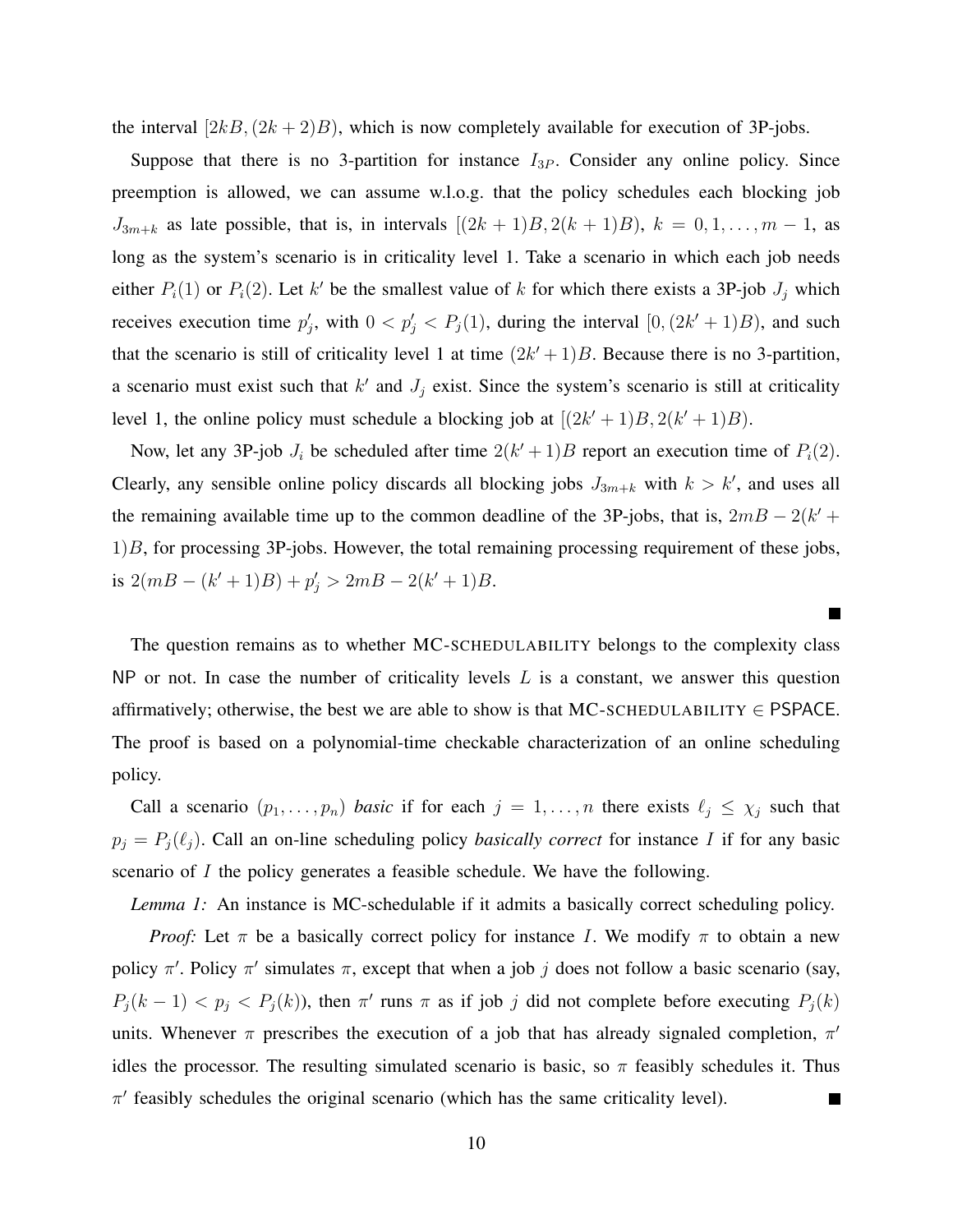the interval $[2kB, (2k+2)B)$, which is now completely available for execution of 3P-jobs.

Suppose that there is no 3-partition for instance $I_{3P}$. Consider any online policy. Since preemption is allowed, we can assume w.l.o.g. that the policy schedules each blocking job $J_{3m+k}$ as late possible, that is, in intervals $[(2k+1)B, 2(k+1)B)$, $k = 0, 1, \ldots, m-1$, as long as the system's scenario is in criticality level 1. Take a scenario in which each job needs either $P_i(1)$ or $P_i(2)$. Let $k'$ be the smallest value of $k$ for which there exists a 3P-job $J_j$ which receives execution time $p'_j$, with $0 < p'_j < P_j(1)$, during the interval $[0, (2k'+1)B)$, and such that the scenario is still of criticality level 1 at time $(2k'+1)B$. Because there is no 3-partition, a scenario must exist such that $k'$ and $J_j$ exist. Since the system's scenario is still at criticality level 1, the online policy must schedule a blocking job at $[(2k'+1)B, 2(k'+1)B)$.

Now, let any 3P-job $J_i$ be scheduled after time $2(k'+1)B$ report an execution time of $P_i(2)$. Clearly, any sensible online policy discards all blocking jobs $J_{3m+k}$ with $k > k'$, and uses all the remaining available time up to the common deadline of the 3P-jobs, that is, $2mB - 2(k'+1)B$, for processing 3P-jobs. However, the total remaining processing requirement of these jobs, is $2(mB - (k'+1)B) + p'_j > 2mB - 2(k'+1)B$. ■

The question remains as to whether MC-SCHEDULABILITY belongs to the complexity class NP or not. In case the number of criticality levels $L$ is a constant, we answer this question affirmatively; otherwise, the best we are able to show is that MC-SCHEDULABILITY $\in$ PSPACE. The proof is based on a polynomial-time checkable characterization of an online scheduling policy.

Call a scenario $(p_1, \ldots, p_n)$ *basic* if for each $j = 1, \ldots, n$ there exists $\ell_j \leq \chi_j$ such that $p_j = P_j(\ell_j)$. Call an on-line scheduling policy *basically correct* for instance $I$ if for any basic scenario of $I$ the policy generates a feasible schedule. We have the following.

*Lemma 1:* An instance is MC-schedulable if it admits a basically correct scheduling policy.

*Proof:* Let $\pi$ be a basically correct policy for instance $I$. We modify $\pi$ to obtain a new policy $\pi'$. Policy $\pi'$ simulates $\pi$, except that when a job $j$ does not follow a basic scenario (say, $P_j(k-1) < p_j < P_j(k)$), then $\pi'$ runs $\pi$ as if job $j$ did not complete before executing $P_j(k)$ units. Whenever $\pi$ prescribes the execution of a job that has already signaled completion, $\pi'$ idles the processor. The resulting simulated scenario is basic, so $\pi$ feasibly schedules it. Thus $\pi'$ feasibly schedules the original scenario (which has the same criticality level). ■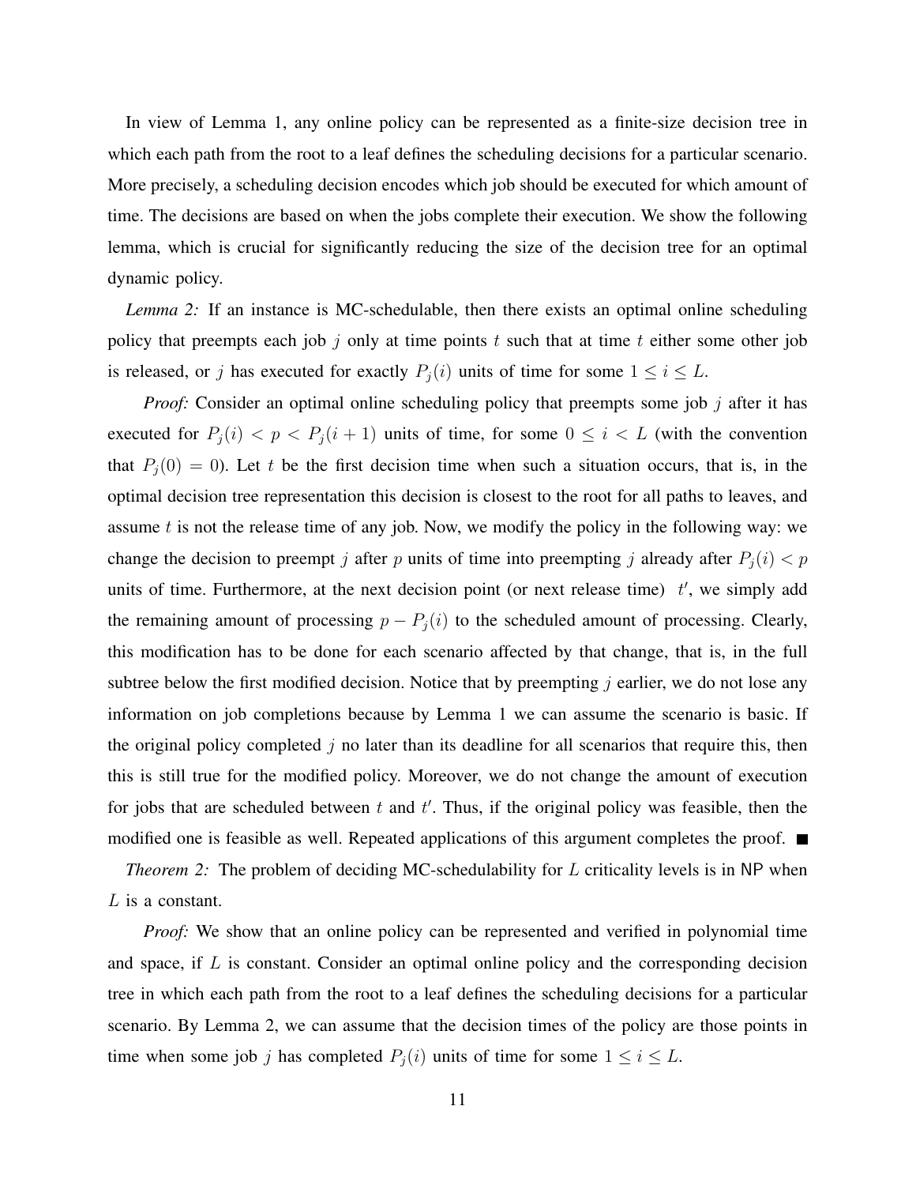In view of Lemma 1, any online policy can be represented as a finite-size decision tree in which each path from the root to a leaf defines the scheduling decisions for a particular scenario. More precisely, a scheduling decision encodes which job should be executed for which amount of time. The decisions are based on when the jobs complete their execution. We show the following lemma, which is crucial for significantly reducing the size of the decision tree for an optimal dynamic policy.

*Lemma 2:* If an instance is MC-schedulable, then there exists an optimal online scheduling policy that preempts each job $j$ only at time points $t$ such that at time $t$ either some other job is released, or $j$ has executed for exactly $P_j(i)$ units of time for some $1 \leq i \leq L$.

*Proof:* Consider an optimal online scheduling policy that preempts some job $j$ after it has executed for $P_j(i) < p < P_j(i+1)$ units of time, for some $0 \leq i < L$ (with the convention that $P_j(0) = 0$). Let $t$ be the first decision time when such a situation occurs, that is, in the optimal decision tree representation this decision is closest to the root for all paths to leaves, and assume $t$ is not the release time of any job. Now, we modify the policy in the following way: we change the decision to preempt $j$ after $p$ units of time into preempting $j$ already after $P_j(i) < p$ units of time. Furthermore, at the next decision point (or next release time) $t'$, we simply add the remaining amount of processing $p - P_j(i)$ to the scheduled amount of processing. Clearly, this modification has to be done for each scenario affected by that change, that is, in the full subtree below the first modified decision. Notice that by preempting $j$ earlier, we do not lose any information on job completions because by Lemma 1 we can assume the scenario is basic. If the original policy completed $j$ no later than its deadline for all scenarios that require this, then this is still true for the modified policy. Moreover, we do not change the amount of execution for jobs that are scheduled between $t$ and $t'$. Thus, if the original policy was feasible, then the modified one is feasible as well. Repeated applications of this argument completes the proof. ■

*Theorem 2:* The problem of deciding MC-schedulability for $L$ criticality levels is in NP when $L$ is a constant.

*Proof:* We show that an online policy can be represented and verified in polynomial time and space, if $L$ is constant. Consider an optimal online policy and the corresponding decision tree in which each path from the root to a leaf defines the scheduling decisions for a particular scenario. By Lemma 2, we can assume that the decision times of the policy are those points in time when some job $j$ has completed $P_j(i)$ units of time for some $1 \leq i \leq L$.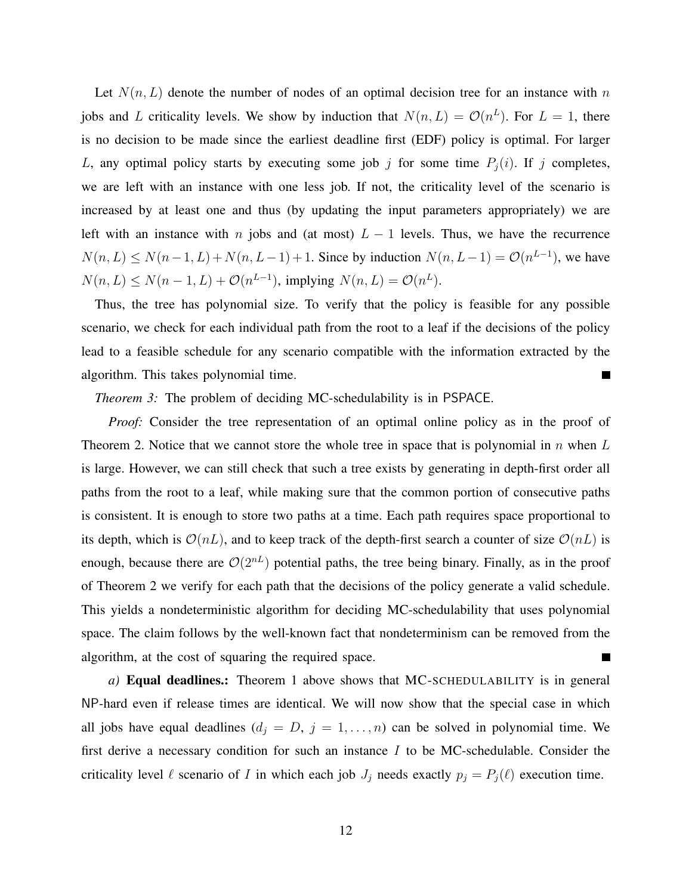Let $N(n, L)$ denote the number of nodes of an optimal decision tree for an instance with $n$ jobs and $L$ criticality levels. We show by induction that $N(n, L) = \mathcal{O}(n^L)$. For $L = 1$, there is no decision to be made since the earliest deadline first (EDF) policy is optimal. For larger $L$, any optimal policy starts by executing some job $j$ for some time $P_j(i)$. If $j$ completes, we are left with an instance with one less job. If not, the criticality level of the scenario is increased by at least one and thus (by updating the input parameters appropriately) we are left with an instance with $n$ jobs and (at most) $L - 1$ levels. Thus, we have the recurrence $N(n, L) \leq N(n-1, L) + N(n, L-1) + 1$. Since by induction $N(n, L-1) = \mathcal{O}(n^{L-1})$, we have $N(n, L) \leq N(n-1, L) + \mathcal{O}(n^{L-1})$, implying $N(n, L) = \mathcal{O}(n^L)$.

Thus, the tree has polynomial size. To verify that the policy is feasible for any possible scenario, we check for each individual path from the root to a leaf if the decisions of the policy lead to a feasible schedule for any scenario compatible with the information extracted by the algorithm. This takes polynomial time. ∎

*Theorem 3:* The problem of deciding MC-schedulability is in PSPACE.

*Proof:* Consider the tree representation of an optimal online policy as in the proof of Theorem 2. Notice that we cannot store the whole tree in space that is polynomial in $n$ when $L$ is large. However, we can still check that such a tree exists by generating in depth-first order all paths from the root to a leaf, while making sure that the common portion of consecutive paths is consistent. It is enough to store two paths at a time. Each path requires space proportional to its depth, which is $\mathcal{O}(nL)$, and to keep track of the depth-first search a counter of size $\mathcal{O}(nL)$ is enough, because there are $\mathcal{O}(2^{nL})$ potential paths, the tree being binary. Finally, as in the proof of Theorem 2 we verify for each path that the decisions of the policy generate a valid schedule. This yields a nondeterministic algorithm for deciding MC-schedulability that uses polynomial space. The claim follows by the well-known fact that nondeterminism can be removed from the algorithm, at the cost of squaring the required space. ∎

*a)* **Equal deadlines.:** Theorem 1 above shows that MC-SCHEDULABILITY is in general NP-hard even if release times are identical. We will now show that the special case in which all jobs have equal deadlines ($d_j = D$, $j = 1, \ldots, n$) can be solved in polynomial time. We first derive a necessary condition for such an instance $I$ to be MC-schedulable. Consider the criticality level $\ell$ scenario of $I$ in which each job $J_j$ needs exactly $p_j = P_j(\ell)$ execution time.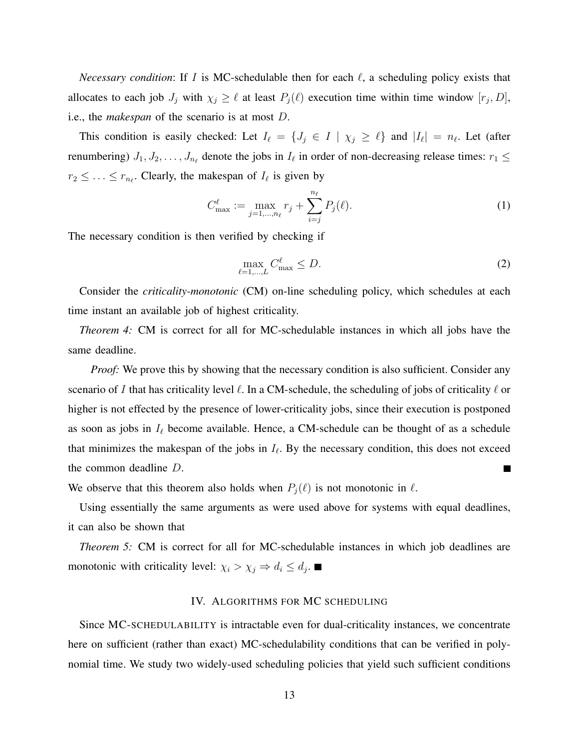*Necessary condition*: If $I$ is MC-schedulable then for each $\ell$, a scheduling policy exists that allocates to each job $J_j$ with $\chi_j \geq \ell$ at least $P_j(\ell)$ execution time within time window $[r_j, D]$, i.e., the *makespan* of the scenario is at most $D$.

This condition is easily checked: Let $I_\ell = \{J_j \in I \mid \chi_j \geq \ell\}$ and $|I_\ell| = n_\ell$. Let (after renumbering) $J_1, J_2, \ldots, J_{n_\ell}$ denote the jobs in $I_\ell$ in order of non-decreasing release times: $r_1 \leq r_2 \leq \ldots \leq r_{n_\ell}$. Clearly, the makespan of $I_\ell$ is given by

$$C^\ell_{\max} := \max_{j=1,\ldots,n_\ell} r_j + \sum_{i=j}^{n_\ell} P_j(\ell). \tag{1}$$

The necessary condition is then verified by checking if

$$\max_{\ell=1,\ldots,L} C^\ell_{\max} \leq D. \tag{2}$$

Consider the *criticality-monotonic* (CM) on-line scheduling policy, which schedules at each time instant an available job of highest criticality.

*Theorem 4:* CM is correct for all for MC-schedulable instances in which all jobs have the same deadline.

*Proof:* We prove this by showing that the necessary condition is also sufficient. Consider any scenario of $I$ that has criticality level $\ell$. In a CM-schedule, the scheduling of jobs of criticality $\ell$ or higher is not effected by the presence of lower-criticality jobs, since their execution is postponed as soon as jobs in $I_\ell$ become available. Hence, a CM-schedule can be thought of as a schedule that minimizes the makespan of the jobs in $I_\ell$. By the necessary condition, this does not exceed the common deadline $D$. ∎

We observe that this theorem also holds when $P_j(\ell)$ is not monotonic in $\ell$.

Using essentially the same arguments as were used above for systems with equal deadlines, it can also be shown that

*Theorem 5:* CM is correct for all for MC-schedulable instances in which job deadlines are monotonic with criticality level: $\chi_i > \chi_j \Rightarrow d_i \leq d_j$. ∎

## IV. ALGORITHMS FOR MC SCHEDULING

Since MC-SCHEDULABILITY is intractable even for dual-criticality instances, we concentrate here on sufficient (rather than exact) MC-schedulability conditions that can be verified in polynomial time. We study two widely-used scheduling policies that yield such sufficient conditions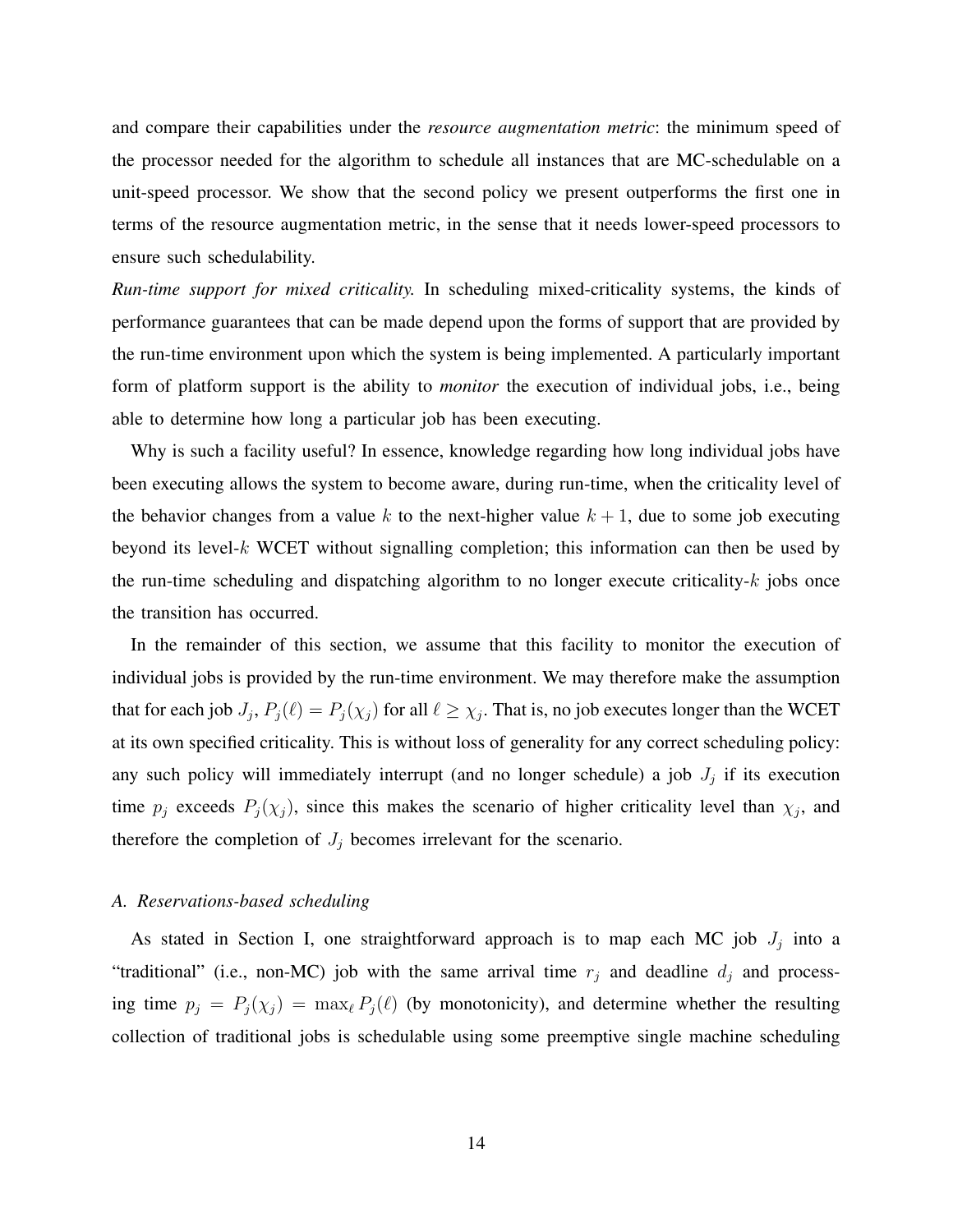and compare their capabilities under the *resource augmentation metric*: the minimum speed of the processor needed for the algorithm to schedule all instances that are MC-schedulable on a unit-speed processor. We show that the second policy we present outperforms the first one in terms of the resource augmentation metric, in the sense that it needs lower-speed processors to ensure such schedulability.

*Run-time support for mixed criticality.* In scheduling mixed-criticality systems, the kinds of performance guarantees that can be made depend upon the forms of support that are provided by the run-time environment upon which the system is being implemented. A particularly important form of platform support is the ability to *monitor* the execution of individual jobs, i.e., being able to determine how long a particular job has been executing.

Why is such a facility useful? In essence, knowledge regarding how long individual jobs have been executing allows the system to become aware, during run-time, when the criticality level of the behavior changes from a value $k$ to the next-higher value $k+1$, due to some job executing beyond its level-$k$ WCET without signalling completion; this information can then be used by the run-time scheduling and dispatching algorithm to no longer execute criticality-$k$ jobs once the transition has occurred.

In the remainder of this section, we assume that this facility to monitor the execution of individual jobs is provided by the run-time environment. We may therefore make the assumption that for each job $J_j$, $P_j(\ell) = P_j(\chi_j)$ for all $\ell \geq \chi_j$. That is, no job executes longer than the WCET at its own specified criticality. This is without loss of generality for any correct scheduling policy: any such policy will immediately interrupt (and no longer schedule) a job $J_j$ if its execution time $p_j$ exceeds $P_j(\chi_j)$, since this makes the scenario of higher criticality level than $\chi_j$, and therefore the completion of $J_j$ becomes irrelevant for the scenario.

### *A. Reservations-based scheduling*

As stated in Section I, one straightforward approach is to map each MC job $J_j$ into a "traditional" (i.e., non-MC) job with the same arrival time $r_j$ and deadline $d_j$ and processing time $p_j = P_j(\chi_j) = \max_\ell P_j(\ell)$ (by monotonicity), and determine whether the resulting collection of traditional jobs is schedulable using some preemptive single machine scheduling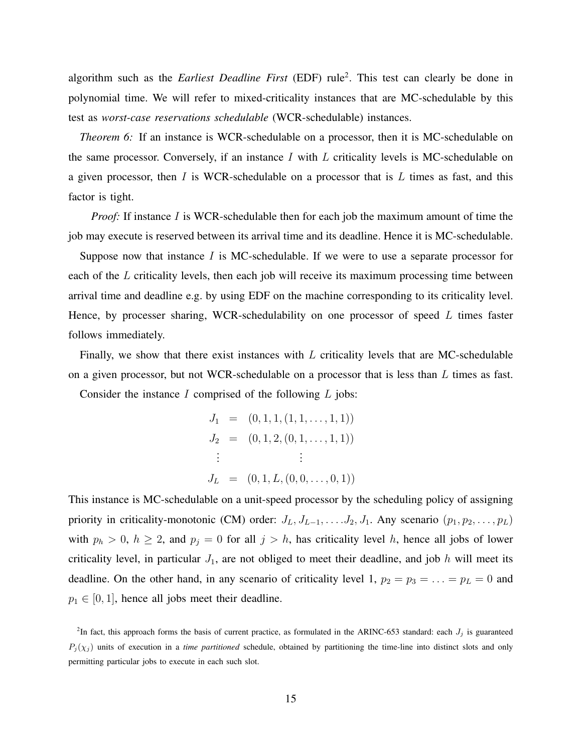algorithm such as the *Earliest Deadline First* (EDF) rule[2]. This test can clearly be done in polynomial time. We will refer to mixed-criticality instances that are MC-schedulable by this test as *worst-case reservations schedulable* (WCR-schedulable) instances.

*Theorem 6:* If an instance is WCR-schedulable on a processor, then it is MC-schedulable on the same processor. Conversely, if an instance $I$ with $L$ criticality levels is MC-schedulable on a given processor, then $I$ is WCR-schedulable on a processor that is $L$ times as fast, and this factor is tight.

*Proof:* If instance $I$ is WCR-schedulable then for each job the maximum amount of time the job may execute is reserved between its arrival time and its deadline. Hence it is MC-schedulable.

Suppose now that instance $I$ is MC-schedulable. If we were to use a separate processor for each of the $L$ criticality levels, then each job will receive its maximum processing time between arrival time and deadline e.g. by using EDF on the machine corresponding to its criticality level. Hence, by processer sharing, WCR-schedulability on one processor of speed $L$ times faster follows immediately.

Finally, we show that there exist instances with $L$ criticality levels that are MC-schedulable on a given processor, but not WCR-schedulable on a processor that is less than $L$ times as fast.

Consider the instance $I$ comprised of the following $L$ jobs:

$$
\begin{aligned}
J_1 &= (0, 1, 1, (1, 1, \ldots, 1, 1)) \\
J_2 &= (0, 1, 2, (0, 1, \ldots, 1, 1)) \\
&\vdots \\
J_L &= (0, 1, L, (0, 0, \ldots, 0, 1))
\end{aligned}
$$

This instance is MC-schedulable on a unit-speed processor by the scheduling policy of assigning priority in criticality-monotonic (CM) order: $J_L, J_{L-1}, \ldots . J_2, J_1$. Any scenario $(p_1, p_2, \ldots, p_L)$ with $p_h > 0$, $h \geq 2$, and $p_j = 0$ for all $j > h$, has criticality level $h$, hence all jobs of lower criticality level, in particular $J_1$, are not obliged to meet their deadline, and job $h$ will meet its deadline. On the other hand, in any scenario of criticality level 1, $p_2 = p_3 = \ldots = p_L = 0$ and $p_1 \in [0, 1]$, hence all jobs meet their deadline.

[2] In fact, this approach forms the basis of current practice, as formulated in the ARINC-653 standard: each $J_j$ is guaranteed $P_j(\chi_j)$ units of execution in a *time partitioned* schedule, obtained by partitioning the time-line into distinct slots and only permitting particular jobs to execute in each such slot.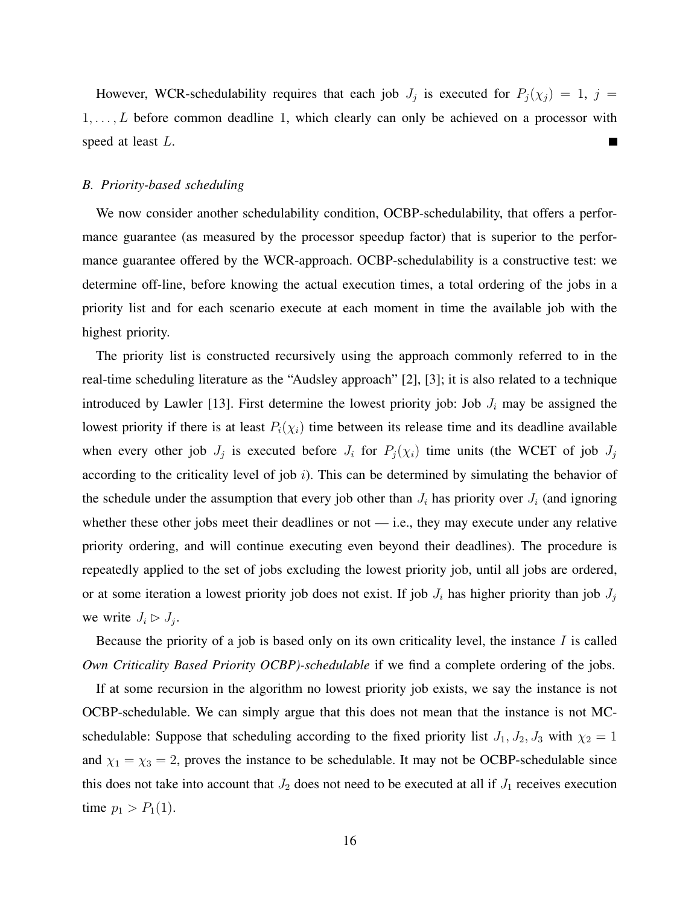However, WCR-schedulability requires that each job $J_j$ is executed for $P_j(\chi_j) = 1$, $j = 1, \ldots, L$ before common deadline 1, which clearly can only be achieved on a processor with speed at least $L$. ∎

### B. Priority-based scheduling

We now consider another schedulability condition, OCBP-schedulability, that offers a performance guarantee (as measured by the processor speedup factor) that is superior to the performance guarantee offered by the WCR-approach. OCBP-schedulability is a constructive test: we determine off-line, before knowing the actual execution times, a total ordering of the jobs in a priority list and for each scenario execute at each moment in time the available job with the highest priority.

The priority list is constructed recursively using the approach commonly referred to in the real-time scheduling literature as the "Audsley approach" [2], [3]; it is also related to a technique introduced by Lawler [13]. First determine the lowest priority job: Job $J_i$ may be assigned the lowest priority if there is at least $P_i(\chi_i)$ time between its release time and its deadline available when every other job $J_j$ is executed before $J_i$ for $P_j(\chi_i)$ time units (the WCET of job $J_j$ according to the criticality level of job $i$). This can be determined by simulating the behavior of the schedule under the assumption that every job other than $J_i$ has priority over $J_i$ (and ignoring whether these other jobs meet their deadlines or not — i.e., they may execute under any relative priority ordering, and will continue executing even beyond their deadlines). The procedure is repeatedly applied to the set of jobs excluding the lowest priority job, until all jobs are ordered, or at some iteration a lowest priority job does not exist. If job $J_i$ has higher priority than job $J_j$ we write $J_i \triangleright J_j$.

Because the priority of a job is based only on its own criticality level, the instance $I$ is called *Own Criticality Based Priority OCBP)-schedulable* if we find a complete ordering of the jobs.

If at some recursion in the algorithm no lowest priority job exists, we say the instance is not OCBP-schedulable. We can simply argue that this does not mean that the instance is not MC-schedulable: Suppose that scheduling according to the fixed priority list $J_1, J_2, J_3$ with $\chi_2 = 1$ and $\chi_1 = \chi_3 = 2$, proves the instance to be schedulable. It may not be OCBP-schedulable since this does not take into account that $J_2$ does not need to be executed at all if $J_1$ receives execution time $p_1 > P_1(1)$.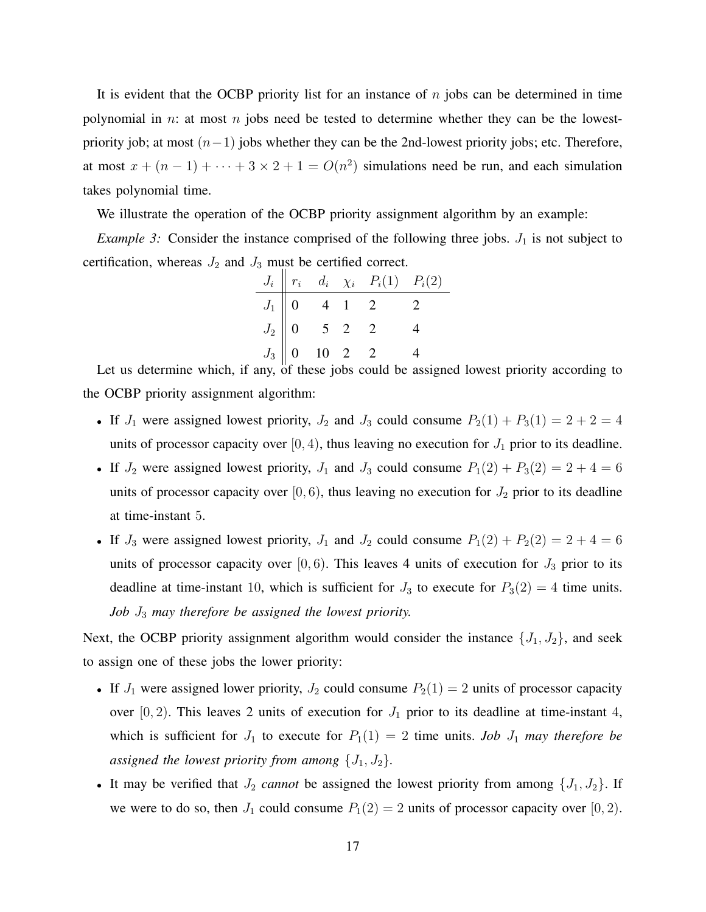It is evident that the OCBP priority list for an instance of $n$ jobs can be determined in time polynomial in $n$: at most $n$ jobs need be tested to determine whether they can be the lowest-priority job; at most $(n-1)$ jobs whether they can be the 2nd-lowest priority jobs; etc. Therefore, at most $x + (n-1) + \cdots + 3 \times 2 + 1 = O(n^2)$ simulations need be run, and each simulation takes polynomial time.

We illustrate the operation of the OCBP priority assignment algorithm by an example:

*Example 3:* Consider the instance comprised of the following three jobs. $J_1$ is not subject to certification, whereas $J_2$ and $J_3$ must be certified correct.

| $J_i$ | $r_i$ | $d_i$ | $\chi_i$ | $P_i(1)$ | $P_i(2)$ |
|---|---|---|---|---|---|
| $J_1$ | 0 | 4 | 1 | 2 | 2 |
| $J_2$ | 0 | 5 | 2 | 2 | 4 |
| $J_3$ | 0 | 10 | 2 | 2 | 4 |

Let us determine which, if any, of these jobs could be assigned lowest priority according to the OCBP priority assignment algorithm:

- If $J_1$ were assigned lowest priority, $J_2$ and $J_3$ could consume $P_2(1) + P_3(1) = 2 + 2 = 4$ units of processor capacity over $[0, 4)$, thus leaving no execution for $J_1$ prior to its deadline.
- If $J_2$ were assigned lowest priority, $J_1$ and $J_3$ could consume $P_1(2) + P_3(2) = 2 + 4 = 6$ units of processor capacity over $[0, 6)$, thus leaving no execution for $J_2$ prior to its deadline at time-instant $5$.
- If $J_3$ were assigned lowest priority, $J_1$ and $J_2$ could consume $P_1(2) + P_2(2) = 2 + 4 = 6$ units of processor capacity over $[0, 6)$. This leaves 4 units of execution for $J_3$ prior to its deadline at time-instant $10$, which is sufficient for $J_3$ to execute for $P_3(2) = 4$ time units. *Job $J_3$ may therefore be assigned the lowest priority.*

Next, the OCBP priority assignment algorithm would consider the instance $\{J_1, J_2\}$, and seek to assign one of these jobs the lower priority:

- If $J_1$ were assigned lower priority, $J_2$ could consume $P_2(1) = 2$ units of processor capacity over $[0, 2)$. This leaves 2 units of execution for $J_1$ prior to its deadline at time-instant $4$, which is sufficient for $J_1$ to execute for $P_1(1) = 2$ time units. *Job $J_1$ may therefore be assigned the lowest priority from among $\{J_1, J_2\}$.*
- It may be verified that $J_2$ *cannot* be assigned the lowest priority from among $\{J_1, J_2\}$. If we were to do so, then $J_1$ could consume $P_1(2) = 2$ units of processor capacity over $[0, 2)$.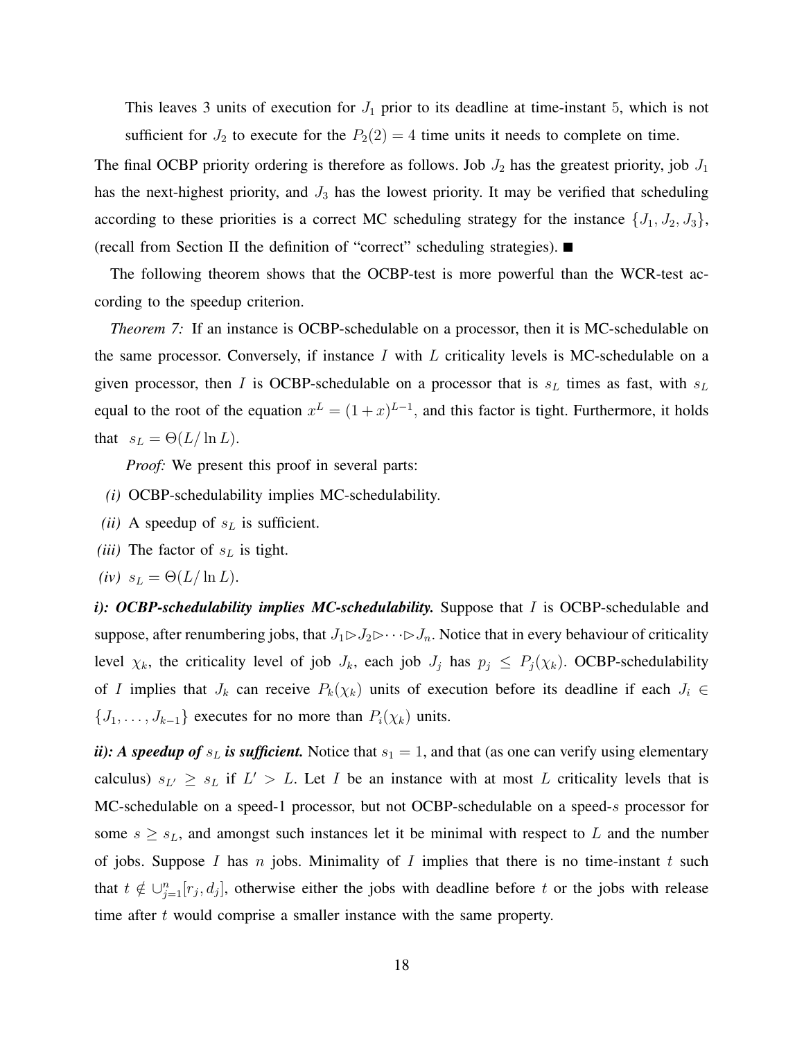This leaves 3 units of execution for $J_1$ prior to its deadline at time-instant 5, which is not sufficient for $J_2$ to execute for the $P_2(2) = 4$ time units it needs to complete on time.

The final OCBP priority ordering is therefore as follows. Job $J_2$ has the greatest priority, job $J_1$ has the next-highest priority, and $J_3$ has the lowest priority. It may be verified that scheduling according to these priorities is a correct MC scheduling strategy for the instance $\{J_1, J_2, J_3\}$, (recall from Section II the definition of "correct" scheduling strategies). ■

The following theorem shows that the OCBP-test is more powerful than the WCR-test according to the speedup criterion.

*Theorem 7:* If an instance is OCBP-schedulable on a processor, then it is MC-schedulable on the same processor. Conversely, if instance $I$ with $L$ criticality levels is MC-schedulable on a given processor, then $I$ is OCBP-schedulable on a processor that is $s_L$ times as fast, with $s_L$ equal to the root of the equation $x^L = (1+x)^{L-1}$, and this factor is tight. Furthermore, it holds that $s_L = \Theta(L/\ln L)$.

*Proof:* We present this proof in several parts:

*(i)* OCBP-schedulability implies MC-schedulability.

*(ii)* A speedup of $s_L$ is sufficient.

*(iii)* The factor of $s_L$ is tight.

*(iv)* $s_L = \Theta(L/\ln L)$.

***i): OCBP-schedulability implies MC-schedulability.*** Suppose that $I$ is OCBP-schedulable and suppose, after renumbering jobs, that $J_1 \triangleright J_2 \triangleright \cdots \triangleright J_n$. Notice that in every behaviour of criticality level $\chi_k$, the criticality level of job $J_k$, each job $J_j$ has $p_j \leq P_j(\chi_k)$. OCBP-schedulability of $I$ implies that $J_k$ can receive $P_k(\chi_k)$ units of execution before its deadline if each $J_i \in \{J_1, \ldots, J_{k-1}\}$ executes for no more than $P_i(\chi_k)$ units.

***ii): A speedup of $s_L$ is sufficient.*** Notice that $s_1 = 1$, and that (as one can verify using elementary calculus) $s_{L'} \geq s_L$ if $L' > L$. Let $I$ be an instance with at most $L$ criticality levels that is MC-schedulable on a speed-1 processor, but not OCBP-schedulable on a speed-$s$ processor for some $s \geq s_L$, and amongst such instances let it be minimal with respect to $L$ and the number of jobs. Suppose $I$ has $n$ jobs. Minimality of $I$ implies that there is no time-instant $t$ such that $t \notin \cup_{j=1}^{n}[r_j, d_j]$, otherwise either the jobs with deadline before $t$ or the jobs with release time after $t$ would comprise a smaller instance with the same property.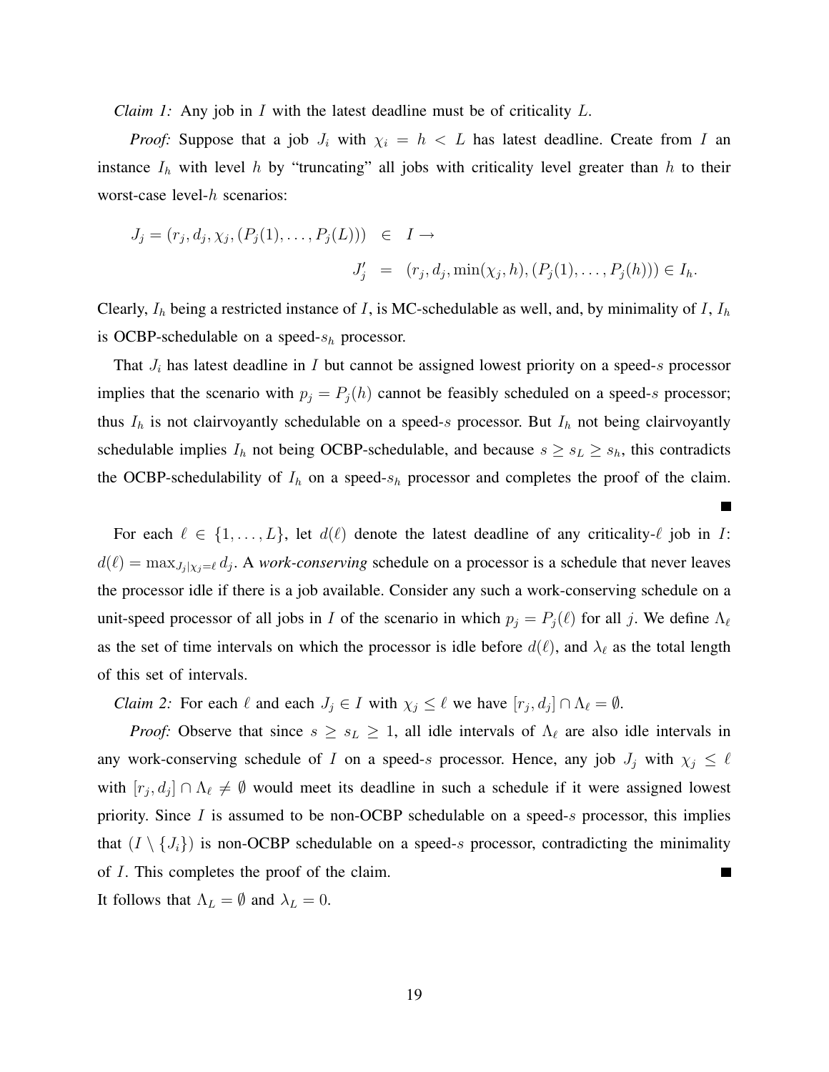*Claim 1:* Any job in $I$ with the latest deadline must be of criticality $L$.

*Proof:* Suppose that a job $J_i$ with $\chi_i = h < L$ has latest deadline. Create from $I$ an instance $I_h$ with level $h$ by "truncating" all jobs with criticality level greater than $h$ to their worst-case level-$h$ scenarios:

$$
\begin{aligned}
J_j = (r_j, d_j, \chi_j, (P_j(1), \ldots, P_j(L))) &\in I \rightarrow \\
J'_j &= (r_j, d_j, \min(\chi_j, h), (P_j(1), \ldots, P_j(h))) \in I_h.
\end{aligned}
$$

Clearly, $I_h$ being a restricted instance of $I$, is MC-schedulable as well, and, by minimality of $I$, $I_h$ is OCBP-schedulable on a speed-$s_h$ processor.

That $J_i$ has latest deadline in $I$ but cannot be assigned lowest priority on a speed-$s$ processor implies that the scenario with $p_j = P_j(h)$ cannot be feasibly scheduled on a speed-$s$ processor; thus $I_h$ is not clairvoyantly schedulable on a speed-$s$ processor. But $I_h$ not being clairvoyantly schedulable implies $I_h$ not being OCBP-schedulable, and because $s \geq s_L \geq s_h$, this contradicts the OCBP-schedulability of $I_h$ on a speed-$s_h$ processor and completes the proof of the claim. ∎

For each $\ell \in \{1, \ldots, L\}$, let $d(\ell)$ denote the latest deadline of any criticality-$\ell$ job in $I$: $d(\ell) = \max_{J_j | \chi_j = \ell} d_j$. A *work-conserving* schedule on a processor is a schedule that never leaves the processor idle if there is a job available. Consider any such a work-conserving schedule on a unit-speed processor of all jobs in $I$ of the scenario in which $p_j = P_j(\ell)$ for all $j$. We define $\Lambda_\ell$ as the set of time intervals on which the processor is idle before $d(\ell)$, and $\lambda_\ell$ as the total length of this set of intervals.

*Claim 2:* For each $\ell$ and each $J_j \in I$ with $\chi_j \leq \ell$ we have $[r_j, d_j] \cap \Lambda_\ell = \emptyset$.

*Proof:* Observe that since $s \geq s_L \geq 1$, all idle intervals of $\Lambda_\ell$ are also idle intervals in any work-conserving schedule of $I$ on a speed-$s$ processor. Hence, any job $J_j$ with $\chi_j \leq \ell$ with $[r_j, d_j] \cap \Lambda_\ell \neq \emptyset$ would meet its deadline in such a schedule if it were assigned lowest priority. Since $I$ is assumed to be non-OCBP schedulable on a speed-$s$ processor, this implies that $(I \setminus \{J_i\})$ is non-OCBP schedulable on a speed-$s$ processor, contradicting the minimality of $I$. This completes the proof of the claim. ∎

It follows that $\Lambda_L = \emptyset$ and $\lambda_L = 0$.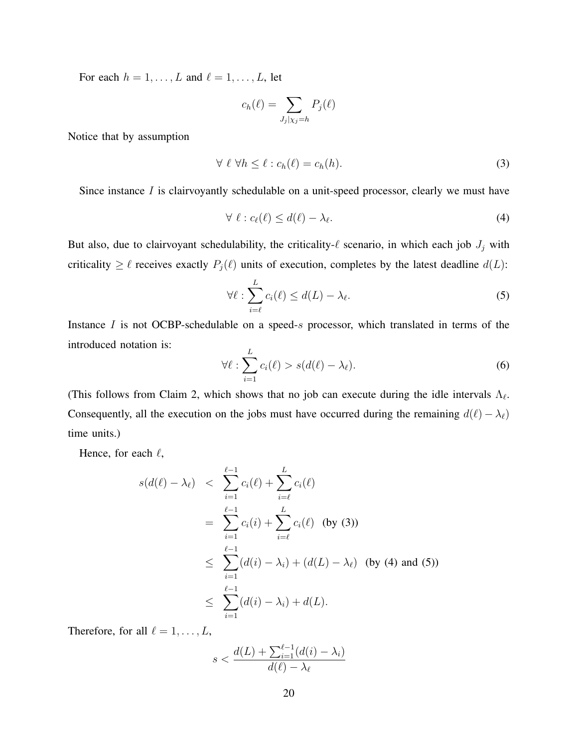For each $h = 1, \ldots, L$ and $\ell = 1, \ldots, L$, let

$$c_h(\ell) = \sum_{J_j | \chi_j = h} P_j(\ell)$$

Notice that by assumption

$$\forall \ \ell \ \forall h \leq \ell : c_h(\ell) = c_h(h). \tag{3}$$

Since instance $I$ is clairvoyantly schedulable on a unit-speed processor, clearly we must have

$$\forall \ \ell : c_\ell(\ell) \leq d(\ell) - \lambda_\ell. \tag{4}$$

But also, due to clairvoyant schedulability, the criticality-$\ell$ scenario, in which each job $J_j$ with criticality $\geq \ell$ receives exactly $P_j(\ell)$ units of execution, completes by the latest deadline $d(L)$:

$$\forall \ell : \sum_{i=\ell}^{L} c_i(\ell) \leq d(L) - \lambda_\ell. \tag{5}$$

Instance $I$ is not OCBP-schedulable on a speed-$s$ processor, which translated in terms of the introduced notation is:

$$\forall \ell : \sum_{i=1}^{L} c_i(\ell) > s(d(\ell) - \lambda_\ell). \tag{6}$$

(This follows from Claim 2, which shows that no job can execute during the idle intervals $\Lambda_\ell$. Consequently, all the execution on the jobs must have occurred during the remaining $d(\ell) - \lambda_\ell)$ time units.)

Hence, for each $\ell$,

$$\begin{aligned}
s(d(\ell) - \lambda_\ell) &< \sum_{i=1}^{\ell-1} c_i(\ell) + \sum_{i=\ell}^{L} c_i(\ell) \\
&= \sum_{i=1}^{\ell-1} c_i(i) + \sum_{i=\ell}^{L} c_i(\ell) \quad \text{(by (3))} \\
&\leq \sum_{i=1}^{\ell-1} (d(i) - \lambda_i) + (d(L) - \lambda_\ell) \quad \text{(by (4) and (5))} \\
&\leq \sum_{i=1}^{\ell-1} (d(i) - \lambda_i) + d(L).
\end{aligned}$$

Therefore, for all $\ell = 1, \ldots, L$,

$$s < \frac{d(L) + \sum_{i=1}^{\ell-1} (d(i) - \lambda_i)}{d(\ell) - \lambda_\ell}$$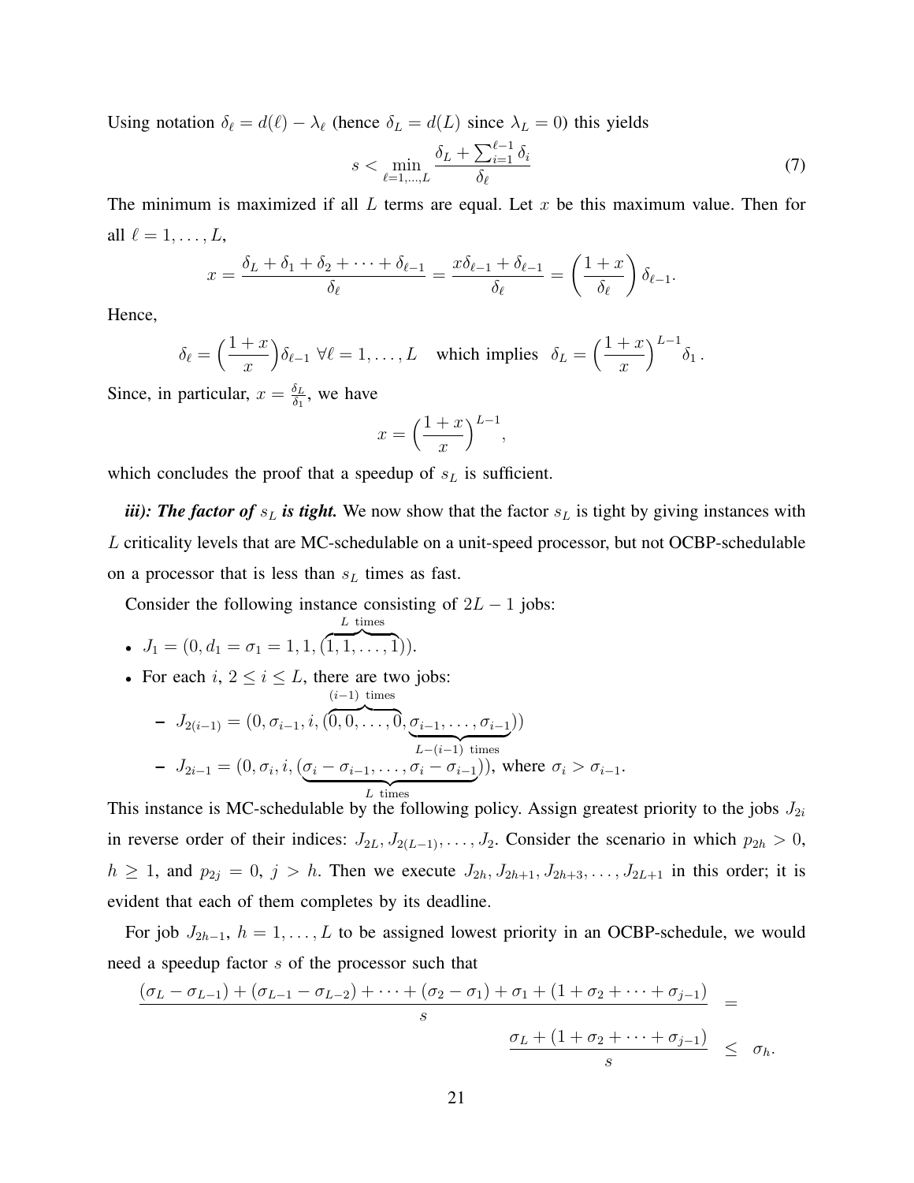Using notation $\delta_\ell = d(\ell) - \lambda_\ell$ (hence $\delta_L = d(L)$ since $\lambda_L = 0$) this yields

$$s < \min_{\ell=1,\ldots,L} \frac{\delta_L + \sum_{i=1}^{\ell-1} \delta_i}{\delta_\ell} \tag{7}$$

The minimum is maximized if all $L$ terms are equal. Let $x$ be this maximum value. Then for all $\ell = 1, \ldots, L$,

$$x = \frac{\delta_L + \delta_1 + \delta_2 + \cdots + \delta_{\ell-1}}{\delta_\ell} = \frac{x\delta_{\ell-1} + \delta_{\ell-1}}{\delta_\ell} = \left(\frac{1+x}{\delta_\ell}\right)\delta_{\ell-1}.$$

Hence,

$$\delta_\ell = \Big(\frac{1+x}{x}\Big)\delta_{\ell-1} \ \forall \ell = 1, \ldots, L \quad \text{which implies} \quad \delta_L = \Big(\frac{1+x}{x}\Big)^{L-1}\delta_1\,.$$

Since, in particular, $x = \frac{\delta_L}{\delta_1}$, we have

$$x = \Big(\frac{1+x}{x}\Big)^{L-1},$$

which concludes the proof that a speedup of $s_L$ is sufficient.

***iii): The factor of*** $s_L$ ***is tight.*** We now show that the factor $s_L$ is tight by giving instances with $L$ criticality levels that are MC-schedulable on a unit-speed processor, but not OCBP-schedulable on a processor that is less than $s_L$ times as fast.

Consider the following instance consisting of $2L-1$ jobs:

- $J_1 = (0, d_1 = \sigma_1 = 1, 1, (\overbrace{1, 1, \ldots, 1}^{L \text{ times}}))$.
- For each $i$, $2 \leq i \leq L$, there are two jobs:
  - $J_{2(i-1)} = (0, \sigma_{i-1}, i, (\overbrace{0, 0, \ldots, 0}^{(i-1) \text{ times}}, \underbrace{\sigma_{i-1}, \ldots, \sigma_{i-1}}_{L-(i-1) \text{ times}}))$
  - $J_{2i-1} = (0, \sigma_i, i, (\underbrace{\sigma_i - \sigma_{i-1}, \ldots, \sigma_i - \sigma_{i-1}}_{L \text{ times}}))$, where $\sigma_i > \sigma_{i-1}$.

This instance is MC-schedulable by the following policy. Assign greatest priority to the jobs $J_{2i}$ in reverse order of their indices: $J_{2L}, J_{2(L-1)}, \ldots, J_2$. Consider the scenario in which $p_{2h} > 0$, $h \geq 1$, and $p_{2j} = 0$, $j > h$. Then we execute $J_{2h}, J_{2h+1}, J_{2h+3}, \ldots, J_{2L+1}$ in this order; it is evident that each of them completes by its deadline.

For job $J_{2h-1}$, $h = 1, \ldots, L$ to be assigned lowest priority in an OCBP-schedule, we would need a speedup factor $s$ of the processor such that

$$\begin{aligned}\frac{(\sigma_L - \sigma_{L-1}) + (\sigma_{L-1} - \sigma_{L-2}) + \cdots + (\sigma_2 - \sigma_1) + \sigma_1 + (1 + \sigma_2 + \cdots + \sigma_{j-1})}{s} &= \\ \frac{\sigma_L + (1 + \sigma_2 + \cdots + \sigma_{j-1})}{s} &\leq \sigma_h.\end{aligned}$$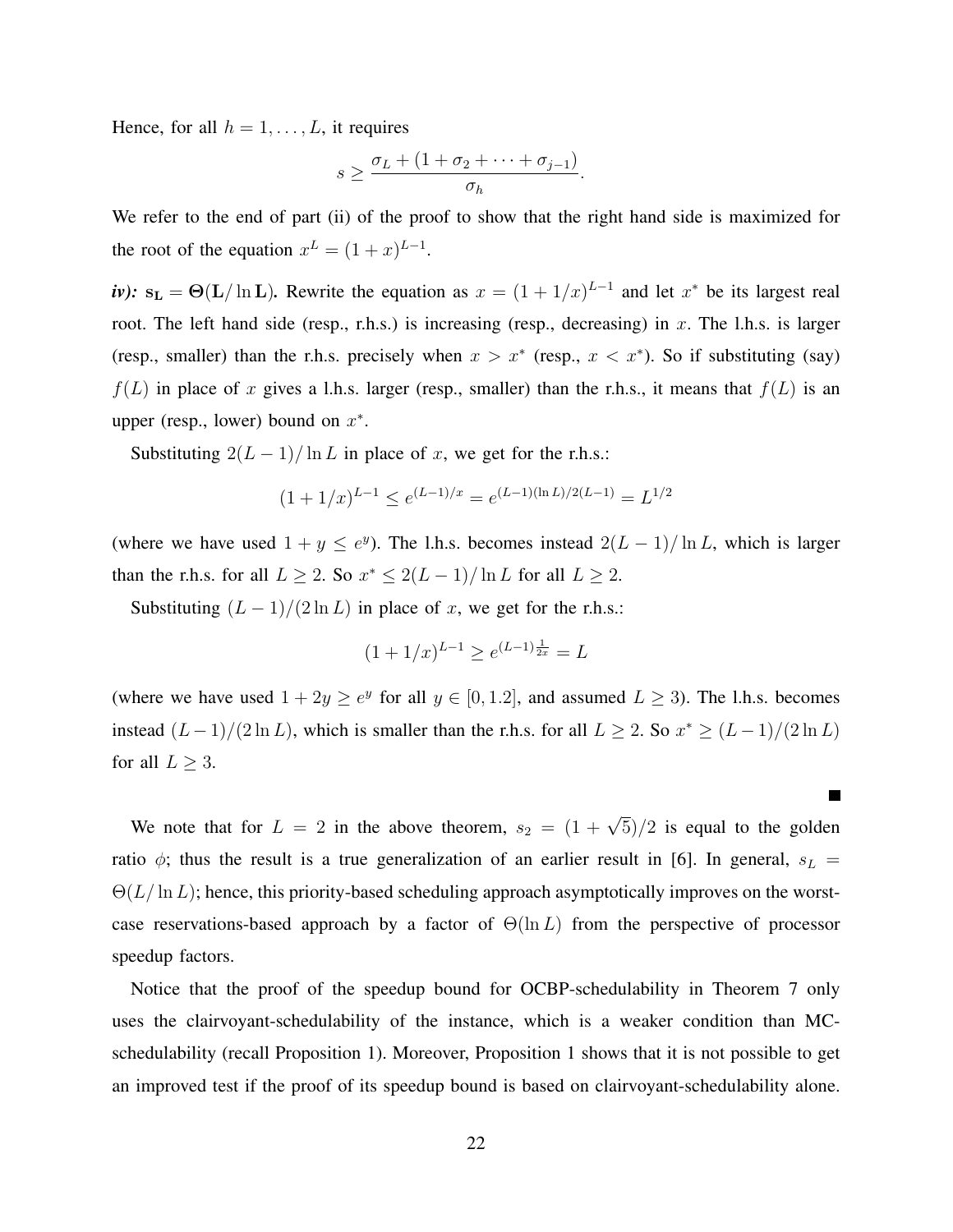Hence, for all $h = 1, \ldots, L$, it requires

$$s \geq \frac{\sigma_L + (1 + \sigma_2 + \cdots + \sigma_{j-1})}{\sigma_h}.$$

We refer to the end of part (ii) of the proof to show that the right hand side is maximized for the root of the equation $x^L = (1+x)^{L-1}$.

***iv):* $\mathbf{s_L = \Theta(L/\ln L)}$.** Rewrite the equation as $x = (1 + 1/x)^{L-1}$ and let $x^*$ be its largest real root. The left hand side (resp., r.h.s.) is increasing (resp., decreasing) in $x$. The l.h.s. is larger (resp., smaller) than the r.h.s. precisely when $x > x^*$ (resp., $x < x^*$). So if substituting (say) $f(L)$ in place of $x$ gives a l.h.s. larger (resp., smaller) than the r.h.s., it means that $f(L)$ is an upper (resp., lower) bound on $x^*$.

Substituting $2(L-1)/\ln L$ in place of $x$, we get for the r.h.s.:

$$(1 + 1/x)^{L-1} \leq e^{(L-1)/x} = e^{(L-1)(\ln L)/2(L-1)} = L^{1/2}$$

(where we have used $1 + y \leq e^y$). The l.h.s. becomes instead $2(L-1)/\ln L$, which is larger than the r.h.s. for all $L \geq 2$. So $x^* \leq 2(L-1)/\ln L$ for all $L \geq 2$.

Substituting $(L-1)/(2\ln L)$ in place of $x$, we get for the r.h.s.:

$$(1 + 1/x)^{L-1} \geq e^{(L-1)\frac{1}{2x}} = L$$

(where we have used $1 + 2y \geq e^y$ for all $y \in [0, 1.2]$, and assumed $L \geq 3$). The l.h.s. becomes instead $(L-1)/(2\ln L)$, which is smaller than the r.h.s. for all $L \geq 2$. So $x^* \geq (L-1)/(2\ln L)$ for all $L \geq 3$.

■

We note that for $L = 2$ in the above theorem, $s_2 = (1 + \sqrt{5})/2$ is equal to the golden ratio $\phi$; thus the result is a true generalization of an earlier result in [6]. In general, $s_L = \Theta(L/\ln L)$; hence, this priority-based scheduling approach asymptotically improves on the worst-case reservations-based approach by a factor of $\Theta(\ln L)$ from the perspective of processor speedup factors.

Notice that the proof of the speedup bound for OCBP-schedulability in Theorem 7 only uses the clairvoyant-schedulability of the instance, which is a weaker condition than MC-schedulability (recall Proposition 1). Moreover, Proposition 1 shows that it is not possible to get an improved test if the proof of its speedup bound is based on clairvoyant-schedulability alone.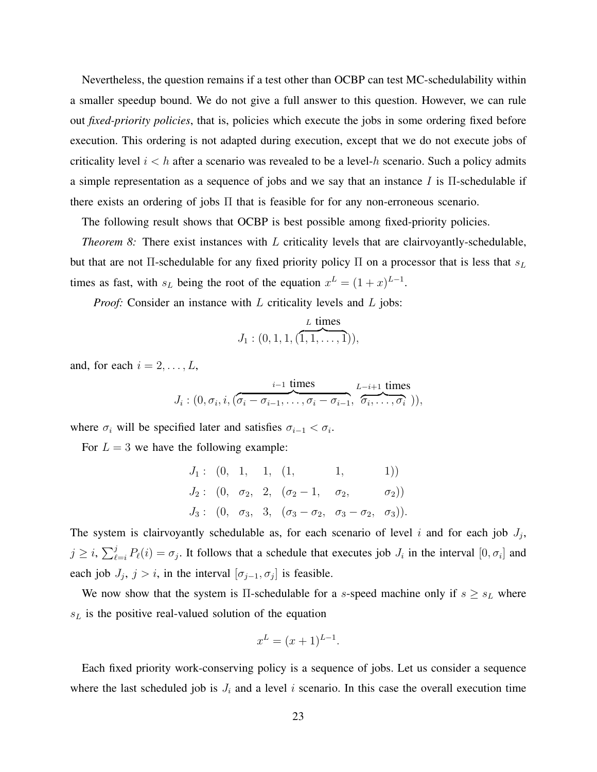Nevertheless, the question remains if a test other than OCBP can test MC-schedulability within a smaller speedup bound. We do not give a full answer to this question. However, we can rule out *fixed-priority policies*, that is, policies which execute the jobs in some ordering fixed before execution. This ordering is not adapted during execution, except that we do not execute jobs of criticality level $i < h$ after a scenario was revealed to be a level-$h$ scenario. Such a policy admits a simple representation as a sequence of jobs and we say that an instance $I$ is $\Pi$-schedulable if there exists an ordering of jobs $\Pi$ that is feasible for for any non-erroneous scenario.

The following result shows that OCBP is best possible among fixed-priority policies.

*Theorem 8:* There exist instances with $L$ criticality levels that are clairvoyantly-schedulable, but that are not $\Pi$-schedulable for any fixed priority policy $\Pi$ on a processor that is less that $s_L$ times as fast, with $s_L$ being the root of the equation $x^L = (1+x)^{L-1}$.

*Proof:* Consider an instance with $L$ criticality levels and $L$ jobs:

$$J_1 : (0, 1, 1, (\overbrace{1, 1, \ldots, 1}^{L \text{ times}})),$$

and, for each $i = 2, \ldots, L$,

$$J_i : (0, \sigma_i, i, (\overbrace{\sigma_i - \sigma_{i-1}, \ldots, \sigma_i - \sigma_{i-1}}^{i-1 \text{ times}}, \overbrace{\sigma_i, \ldots, \sigma_i}^{L-i+1 \text{ times}})),$$

where $\sigma_i$ will be specified later and satisfies $\sigma_{i-1} < \sigma_i$.

For $L = 3$ we have the following example:

$$\begin{array}{llllll}
J_1 : & (0, & 1, & 1, & (1, & 1, & 1)) \\
J_2 : & (0, & \sigma_2, & 2, & (\sigma_2 - 1, & \sigma_2, & \sigma_2)) \\
J_3 : & (0, & \sigma_3, & 3, & (\sigma_3 - \sigma_2, & \sigma_3 - \sigma_2, & \sigma_3)).
\end{array}$$

The system is clairvoyantly schedulable as, for each scenario of level $i$ and for each job $J_j$, $j \geq i$, $\sum_{\ell=i}^{j} P_\ell(i) = \sigma_j$. It follows that a schedule that executes job $J_i$ in the interval $[0, \sigma_i]$ and each job $J_j$, $j > i$, in the interval $[\sigma_{j-1}, \sigma_j]$ is feasible.

We now show that the system is $\Pi$-schedulable for a $s$-speed machine only if $s \geq s_L$ where $s_L$ is the positive real-valued solution of the equation

$$x^L = (x+1)^{L-1}.$$

Each fixed priority work-conserving policy is a sequence of jobs. Let us consider a sequence where the last scheduled job is $J_i$ and a level $i$ scenario. In this case the overall execution time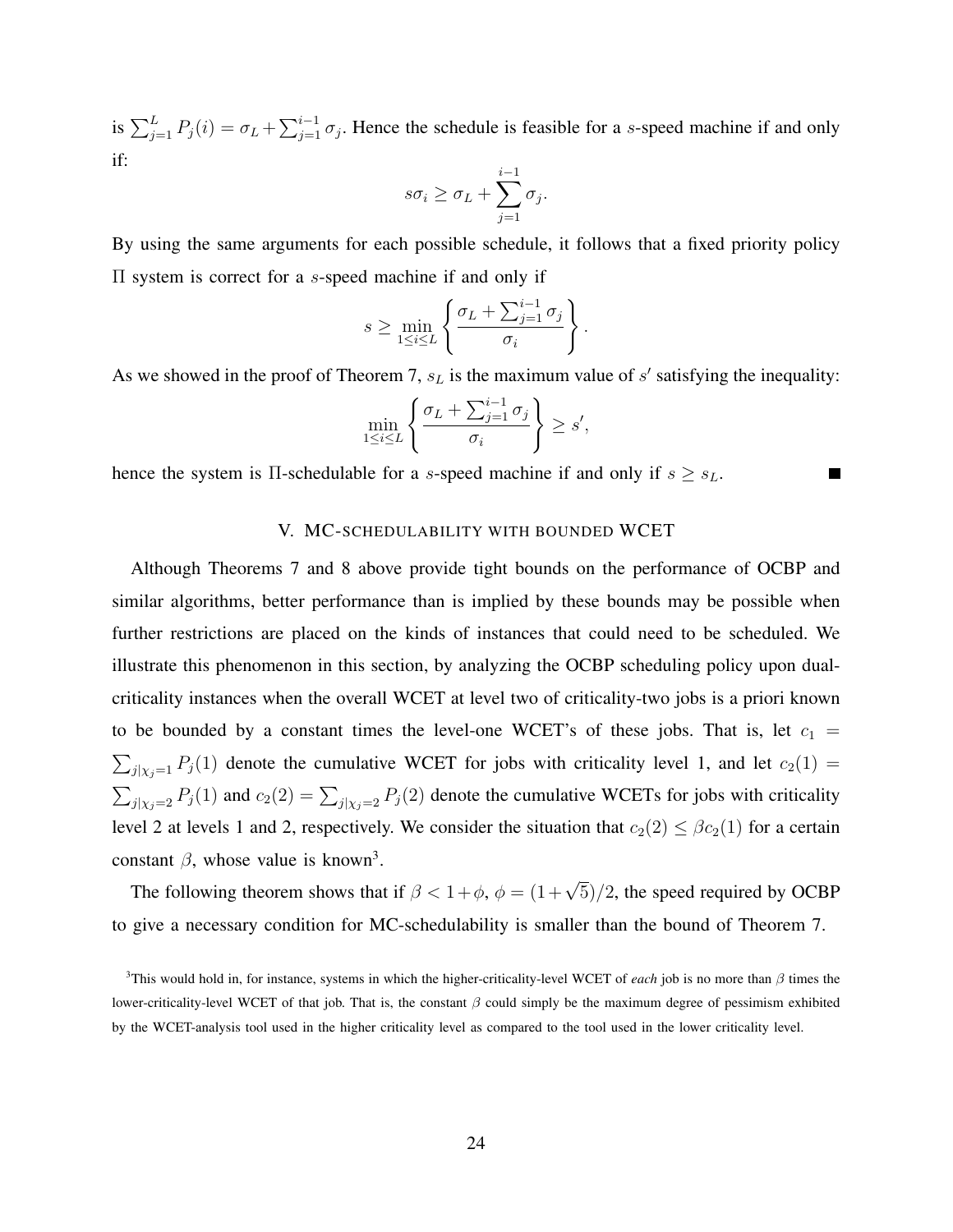is $\sum_{j=1}^{L} P_j(i) = \sigma_L + \sum_{j=1}^{i-1} \sigma_j$. Hence the schedule is feasible for a $s$-speed machine if and only if:

$$s\sigma_i \geq \sigma_L + \sum_{j=1}^{i-1} \sigma_j.$$

By using the same arguments for each possible schedule, it follows that a fixed priority policy $\Pi$ system is correct for a $s$-speed machine if and only if

$$s \geq \min_{1 \leq i \leq L} \left\{ \frac{\sigma_L + \sum_{j=1}^{i-1} \sigma_j}{\sigma_i} \right\}.$$

As we showed in the proof of Theorem 7, $s_L$ is the maximum value of $s'$ satisfying the inequality:

$$\min_{1 \leq i \leq L} \left\{ \frac{\sigma_L + \sum_{j=1}^{i-1} \sigma_j}{\sigma_i} \right\} \geq s',$$

hence the system is $\Pi$-schedulable for a $s$-speed machine if and only if $s \geq s_L$. ■

## V. MC-SCHEDULABILITY WITH BOUNDED WCET

Although Theorems 7 and 8 above provide tight bounds on the performance of OCBP and similar algorithms, better performance than is implied by these bounds may be possible when further restrictions are placed on the kinds of instances that could need to be scheduled. We illustrate this phenomenon in this section, by analyzing the OCBP scheduling policy upon dual-criticality instances when the overall WCET at level two of criticality-two jobs is a priori known to be bounded by a constant times the level-one WCET's of these jobs. That is, let $c_1 = \sum_{j|\chi_j=1} P_j(1)$ denote the cumulative WCET for jobs with criticality level 1, and let $c_2(1) = \sum_{j|\chi_j=2} P_j(1)$ and $c_2(2) = \sum_{j|\chi_j=2} P_j(2)$ denote the cumulative WCETs for jobs with criticality level 2 at levels 1 and 2, respectively. We consider the situation that $c_2(2) \leq \beta c_2(1)$ for a certain constant $\beta$, whose value is known[3].

The following theorem shows that if $\beta < 1+\phi$, $\phi = (1+\sqrt{5})/2$, the speed required by OCBP to give a necessary condition for MC-schedulability is smaller than the bound of Theorem 7.

[3]This would hold in, for instance, systems in which the higher-criticality-level WCET of *each* job is no more than $\beta$ times the lower-criticality-level WCET of that job. That is, the constant $\beta$ could simply be the maximum degree of pessimism exhibited by the WCET-analysis tool used in the higher criticality level as compared to the tool used in the lower criticality level.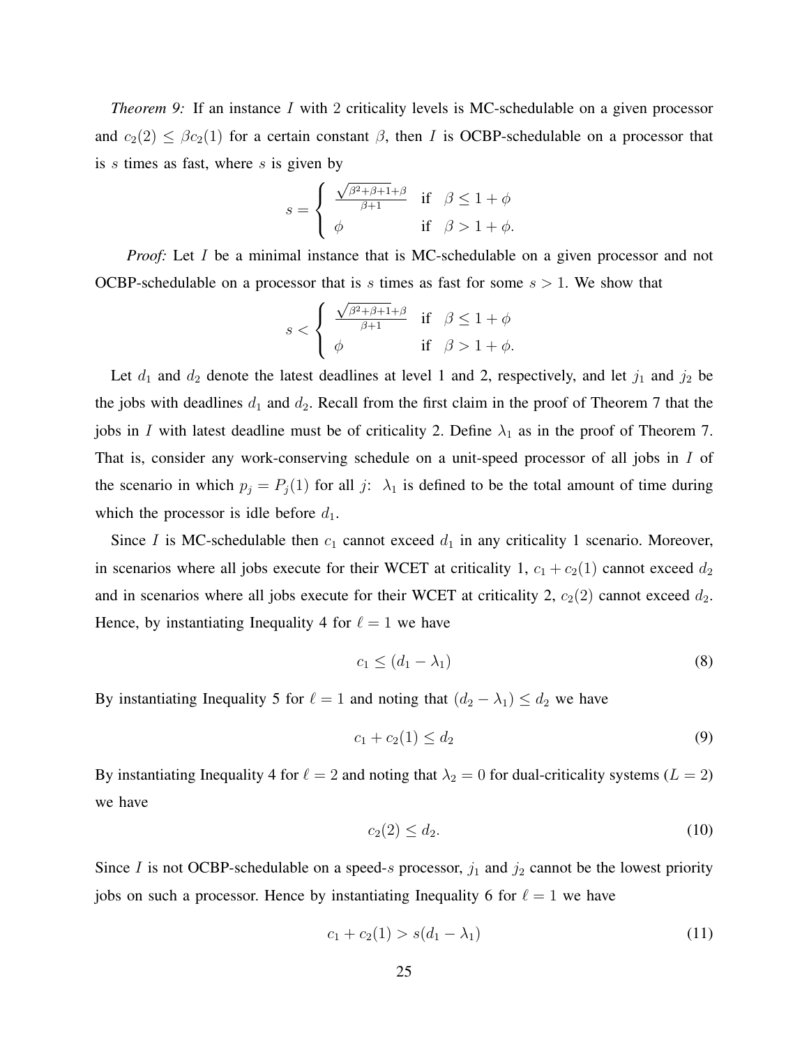*Theorem 9:* If an instance $I$ with 2 criticality levels is MC-schedulable on a given processor and $c_2(2) \leq \beta c_2(1)$ for a certain constant $\beta$, then $I$ is OCBP-schedulable on a processor that is $s$ times as fast, where $s$ is given by

$$s = \begin{cases} \frac{\sqrt{\beta^2+\beta+1}+\beta}{\beta+1} & \text{if} \quad \beta \leq 1+\phi \\ \phi & \text{if} \quad \beta > 1+\phi. \end{cases}$$

*Proof:* Let $I$ be a minimal instance that is MC-schedulable on a given processor and not OCBP-schedulable on a processor that is $s$ times as fast for some $s > 1$. We show that

$$s < \begin{cases} \frac{\sqrt{\beta^2+\beta+1}+\beta}{\beta+1} & \text{if} \quad \beta \leq 1+\phi \\ \phi & \text{if} \quad \beta > 1+\phi. \end{cases}$$

Let $d_1$ and $d_2$ denote the latest deadlines at level 1 and 2, respectively, and let $j_1$ and $j_2$ be the jobs with deadlines $d_1$ and $d_2$. Recall from the first claim in the proof of Theorem 7 that the jobs in $I$ with latest deadline must be of criticality 2. Define $\lambda_1$ as in the proof of Theorem 7. That is, consider any work-conserving schedule on a unit-speed processor of all jobs in $I$ of the scenario in which $p_j = P_j(1)$ for all $j$: $\lambda_1$ is defined to be the total amount of time during which the processor is idle before $d_1$.

Since $I$ is MC-schedulable then $c_1$ cannot exceed $d_1$ in any criticality 1 scenario. Moreover, in scenarios where all jobs execute for their WCET at criticality 1, $c_1 + c_2(1)$ cannot exceed $d_2$ and in scenarios where all jobs execute for their WCET at criticality 2, $c_2(2)$ cannot exceed $d_2$. Hence, by instantiating Inequality 4 for $\ell = 1$ we have

$$c_1 \leq (d_1 - \lambda_1) \tag{8}$$

By instantiating Inequality 5 for $\ell = 1$ and noting that $(d_2 - \lambda_1) \leq d_2$ we have

$$c_1 + c_2(1) \leq d_2 \tag{9}$$

By instantiating Inequality 4 for $\ell = 2$ and noting that $\lambda_2 = 0$ for dual-criticality systems ($L = 2$) we have

$$c_2(2) \leq d_2. \tag{10}$$

Since $I$ is not OCBP-schedulable on a speed-$s$ processor, $j_1$ and $j_2$ cannot be the lowest priority jobs on such a processor. Hence by instantiating Inequality 6 for $\ell = 1$ we have

$$c_1 + c_2(1) > s(d_1 - \lambda_1) \tag{11}$$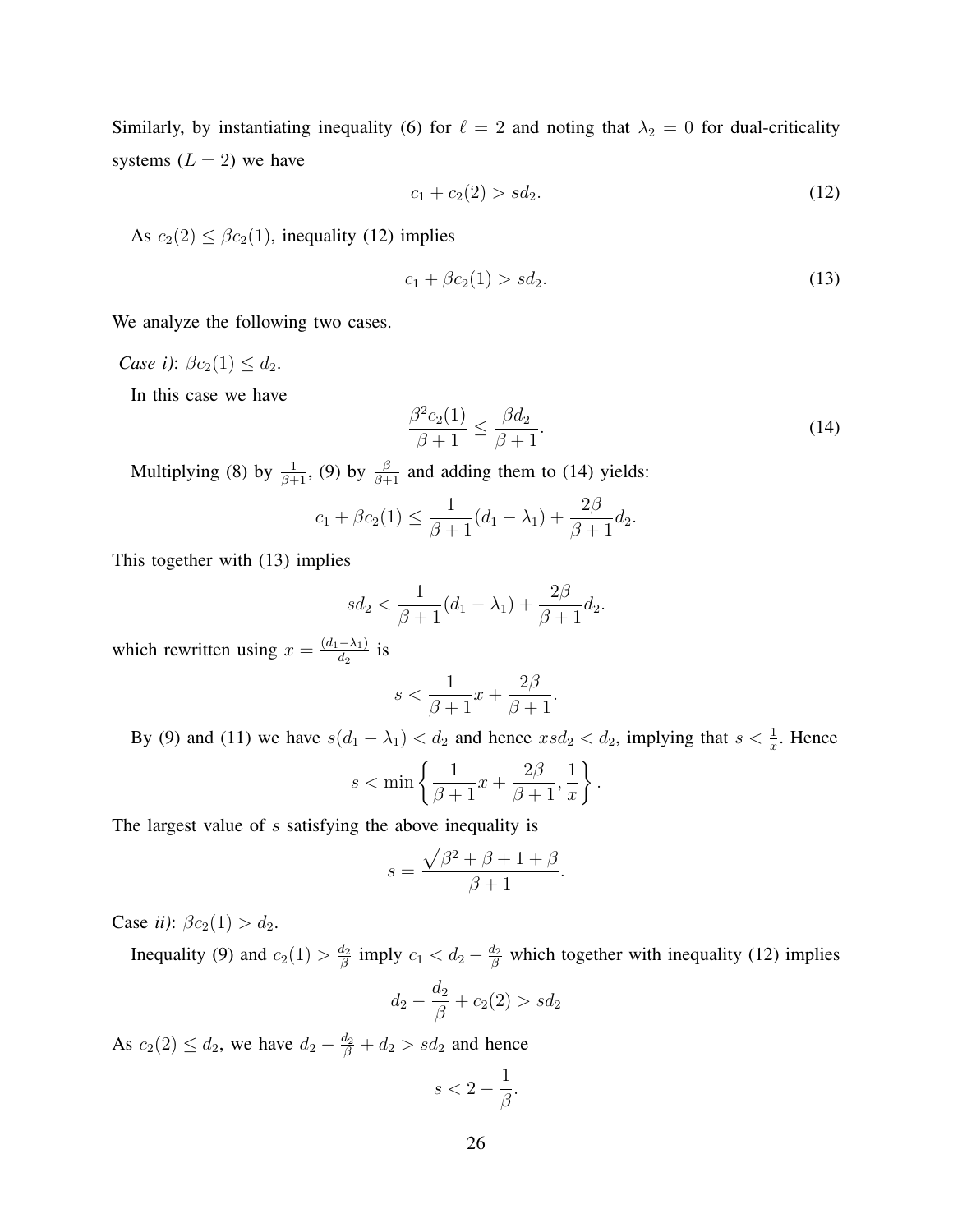Similarly, by instantiating inequality (6) for $\ell = 2$ and noting that $\lambda_2 = 0$ for dual-criticality systems ($L = 2$) we have

$$c_1 + c_2(2) > sd_2. \tag{12}$$

As $c_2(2) \leq \beta c_2(1)$, inequality (12) implies

$$c_1 + \beta c_2(1) > sd_2. \tag{13}$$

We analyze the following two cases.

*Case i)*: $\beta c_2(1) \leq d_2$.

In this case we have

$$\frac{\beta^2 c_2(1)}{\beta + 1} \leq \frac{\beta d_2}{\beta + 1}. \tag{14}$$

Multiplying (8) by $\frac{1}{\beta+1}$, (9) by $\frac{\beta}{\beta+1}$ and adding them to (14) yields:

$$c_1 + \beta c_2(1) \leq \frac{1}{\beta + 1}(d_1 - \lambda_1) + \frac{2\beta}{\beta + 1} d_2.$$

This together with (13) implies

$$sd_2 < \frac{1}{\beta + 1}(d_1 - \lambda_1) + \frac{2\beta}{\beta + 1} d_2.$$

which rewritten using $x = \frac{(d_1 - \lambda_1)}{d_2}$ is

$$s < \frac{1}{\beta + 1} x + \frac{2\beta}{\beta + 1}.$$

By (9) and (11) we have $s(d_1 - \lambda_1) < d_2$ and hence $xsd_2 < d_2$, implying that $s < \frac{1}{x}$. Hence

$$s < \min \left\{ \frac{1}{\beta + 1} x + \frac{2\beta}{\beta + 1}, \frac{1}{x} \right\}.$$

The largest value of $s$ satisfying the above inequality is

$$s = \frac{\sqrt{\beta^2 + \beta + 1} + \beta}{\beta + 1}.$$

Case *ii)*: $\beta c_2(1) > d_2$.

Inequality (9) and $c_2(1) > \frac{d_2}{\beta}$ imply $c_1 < d_2 - \frac{d_2}{\beta}$ which together with inequality (12) implies

$$d_2 - \frac{d_2}{\beta} + c_2(2) > sd_2$$

As $c_2(2) \leq d_2$, we have $d_2 - \frac{d_2}{\beta} + d_2 > sd_2$ and hence

$$s < 2 - \frac{1}{\beta}.$$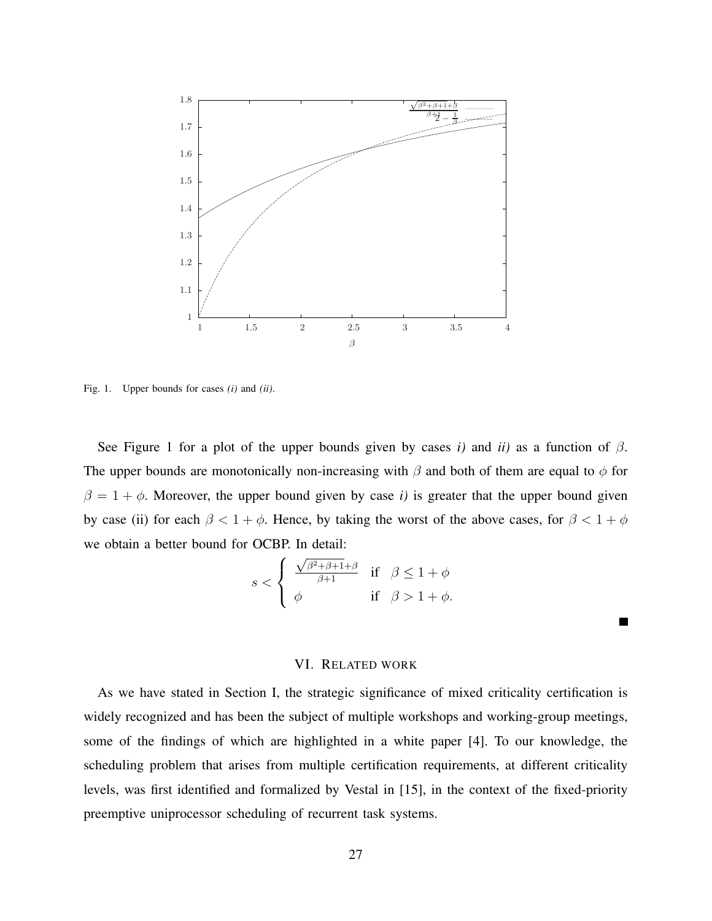Fig. 1. Upper bounds for cases *(i)* and *(ii)*.

See Figure 1 for a plot of the upper bounds given by cases *i)* and *ii)* as a function of $\beta$. The upper bounds are monotonically non-increasing with $\beta$ and both of them are equal to $\phi$ for $\beta = 1 + \phi$. Moreover, the upper bound given by case *i)* is greater that the upper bound given by case (ii) for each $\beta < 1 + \phi$. Hence, by taking the worst of the above cases, for $\beta < 1 + \phi$ we obtain a better bound for OCBP. In detail:

$$s < \begin{cases} \frac{\sqrt{\beta^2+\beta+1}+\beta}{\beta+1} & \text{if} \quad \beta \leq 1 + \phi \\ \phi & \text{if} \quad \beta > 1 + \phi. \end{cases}$$

■

## VI. Related work

As we have stated in Section I, the strategic significance of mixed criticality certification is widely recognized and has been the subject of multiple workshops and working-group meetings, some of the findings of which are highlighted in a white paper [4]. To our knowledge, the scheduling problem that arises from multiple certification requirements, at different criticality levels, was first identified and formalized by Vestal in [15], in the context of the fixed-priority preemptive uniprocessor scheduling of recurrent task systems.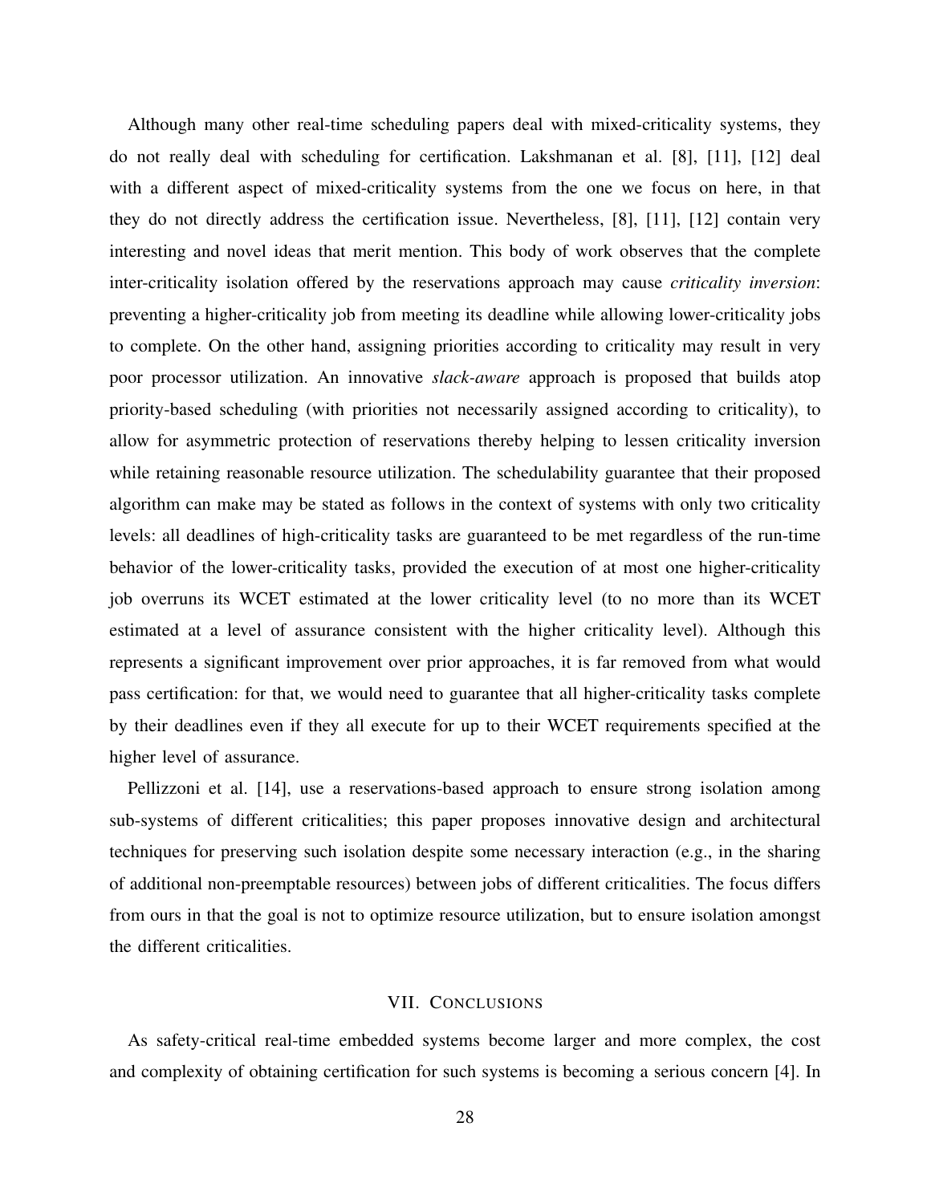Although many other real-time scheduling papers deal with mixed-criticality systems, they do not really deal with scheduling for certification. Lakshmanan et al. [8], [11], [12] deal with a different aspect of mixed-criticality systems from the one we focus on here, in that they do not directly address the certification issue. Nevertheless, [8], [11], [12] contain very interesting and novel ideas that merit mention. This body of work observes that the complete inter-criticality isolation offered by the reservations approach may cause *criticality inversion*: preventing a higher-criticality job from meeting its deadline while allowing lower-criticality jobs to complete. On the other hand, assigning priorities according to criticality may result in very poor processor utilization. An innovative *slack-aware* approach is proposed that builds atop priority-based scheduling (with priorities not necessarily assigned according to criticality), to allow for asymmetric protection of reservations thereby helping to lessen criticality inversion while retaining reasonable resource utilization. The schedulability guarantee that their proposed algorithm can make may be stated as follows in the context of systems with only two criticality levels: all deadlines of high-criticality tasks are guaranteed to be met regardless of the run-time behavior of the lower-criticality tasks, provided the execution of at most one higher-criticality job overruns its WCET estimated at the lower criticality level (to no more than its WCET estimated at a level of assurance consistent with the higher criticality level). Although this represents a significant improvement over prior approaches, it is far removed from what would pass certification: for that, we would need to guarantee that all higher-criticality tasks complete by their deadlines even if they all execute for up to their WCET requirements specified at the higher level of assurance.

Pellizzoni et al. [14], use a reservations-based approach to ensure strong isolation among sub-systems of different criticalities; this paper proposes innovative design and architectural techniques for preserving such isolation despite some necessary interaction (e.g., in the sharing of additional non-preemptable resources) between jobs of different criticalities. The focus differs from ours in that the goal is not to optimize resource utilization, but to ensure isolation amongst the different criticalities.

## VII. Conclusions

As safety-critical real-time embedded systems become larger and more complex, the cost and complexity of obtaining certification for such systems is becoming a serious concern [4]. In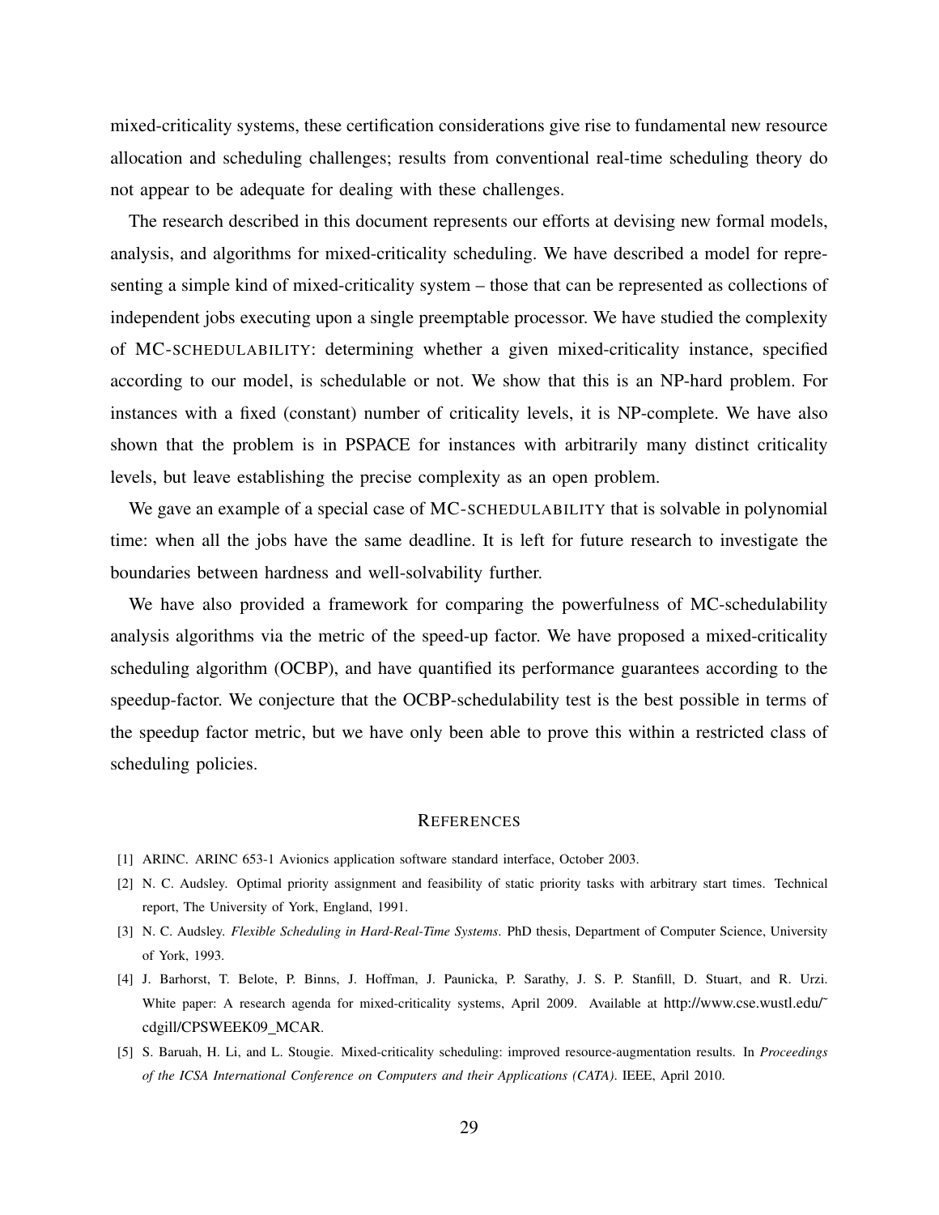mixed-criticality systems, these certification considerations give rise to fundamental new resource allocation and scheduling challenges; results from conventional real-time scheduling theory do not appear to be adequate for dealing with these challenges.

The research described in this document represents our efforts at devising new formal models, analysis, and algorithms for mixed-criticality scheduling. We have described a model for representing a simple kind of mixed-criticality system – those that can be represented as collections of independent jobs executing upon a single preemptable processor. We have studied the complexity of MC-SCHEDULABILITY: determining whether a given mixed-criticality instance, specified according to our model, is schedulable or not. We show that this is an NP-hard problem. For instances with a fixed (constant) number of criticality levels, it is NP-complete. We have also shown that the problem is in PSPACE for instances with arbitrarily many distinct criticality levels, but leave establishing the precise complexity as an open problem.

We gave an example of a special case of MC-SCHEDULABILITY that is solvable in polynomial time: when all the jobs have the same deadline. It is left for future research to investigate the boundaries between hardness and well-solvability further.

We have also provided a framework for comparing the powerfulness of MC-schedulability analysis algorithms via the metric of the speed-up factor. We have proposed a mixed-criticality scheduling algorithm (OCBP), and have quantified its performance guarantees according to the speedup-factor. We conjecture that the OCBP-schedulability test is the best possible in terms of the speedup factor metric, but we have only been able to prove this within a restricted class of scheduling policies.

## REFERENCES

[1] ARINC. ARINC 653-1 Avionics application software standard interface, October 2003.

[2] N. C. Audsley. Optimal priority assignment and feasibility of static priority tasks with arbitrary start times. Technical report, The University of York, England, 1991.

[3] N. C. Audsley. *Flexible Scheduling in Hard-Real-Time Systems*. PhD thesis, Department of Computer Science, University of York, 1993.

[4] J. Barhorst, T. Belote, P. Binns, J. Hoffman, J. Paunicka, P. Sarathy, J. S. P. Stanfill, D. Stuart, and R. Urzi. White paper: A research agenda for mixed-criticality systems, April 2009. Available at http://www.cse.wustl.edu/~cdgill/CPSWEEK09_MCAR.

[5] S. Baruah, H. Li, and L. Stougie. Mixed-criticality scheduling: improved resource-augmentation results. In *Proceedings of the ICSA International Conference on Computers and their Applications (CATA)*. IEEE, April 2010.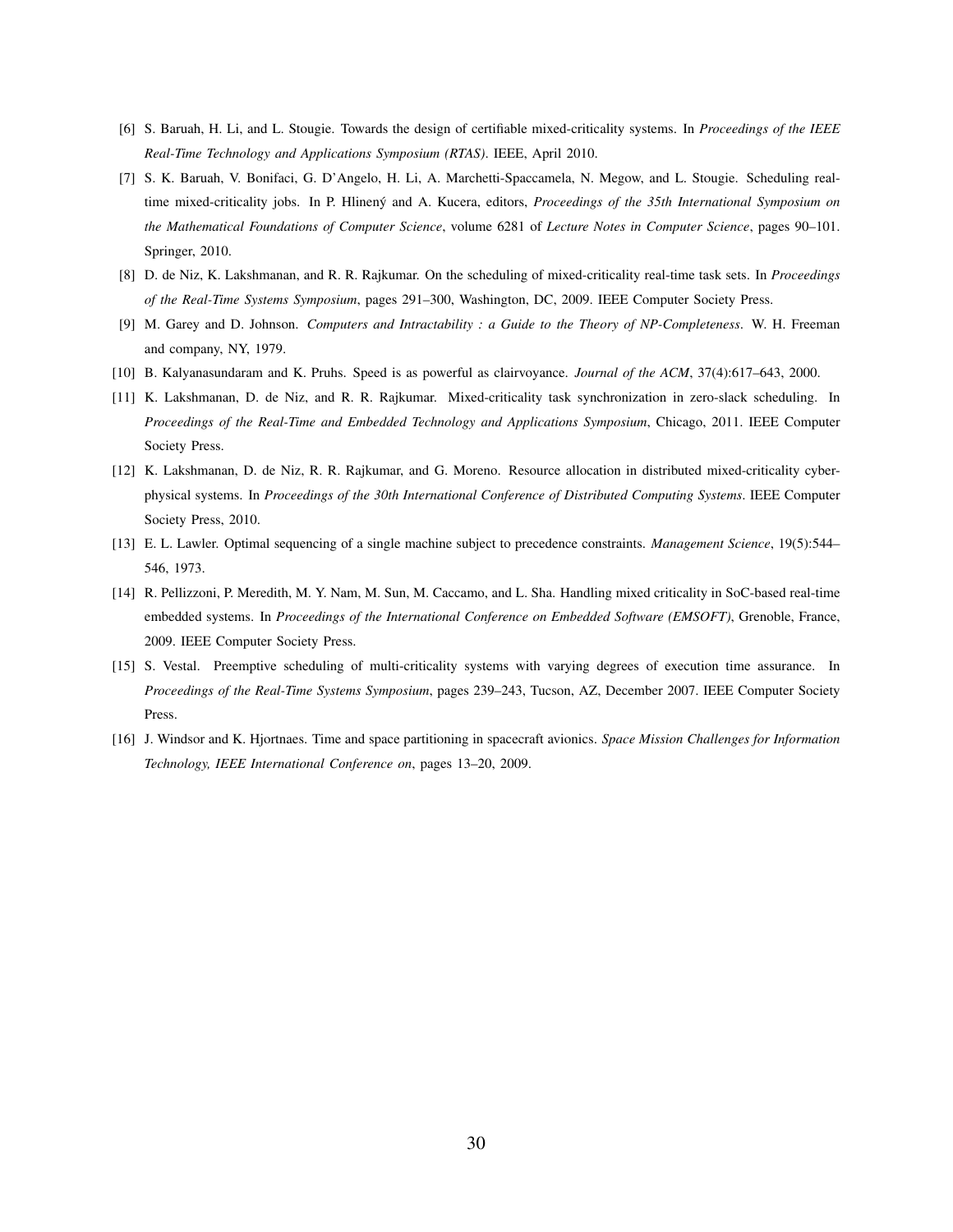[6] S. Baruah, H. Li, and L. Stougie. Towards the design of certifiable mixed-criticality systems. In *Proceedings of the IEEE Real-Time Technology and Applications Symposium (RTAS)*. IEEE, April 2010.

[7] S. K. Baruah, V. Bonifaci, G. D'Angelo, H. Li, A. Marchetti-Spaccamela, N. Megow, and L. Stougie. Scheduling real-time mixed-criticality jobs. In P. Hlinený and A. Kucera, editors, *Proceedings of the 35th International Symposium on the Mathematical Foundations of Computer Science*, volume 6281 of *Lecture Notes in Computer Science*, pages 90–101. Springer, 2010.

[8] D. de Niz, K. Lakshmanan, and R. R. Rajkumar. On the scheduling of mixed-criticality real-time task sets. In *Proceedings of the Real-Time Systems Symposium*, pages 291–300, Washington, DC, 2009. IEEE Computer Society Press.

[9] M. Garey and D. Johnson. *Computers and Intractability : a Guide to the Theory of NP-Completeness*. W. H. Freeman and company, NY, 1979.

[10] B. Kalyanasundaram and K. Pruhs. Speed is as powerful as clairvoyance. *Journal of the ACM*, 37(4):617–643, 2000.

[11] K. Lakshmanan, D. de Niz, and R. R. Rajkumar. Mixed-criticality task synchronization in zero-slack scheduling. In *Proceedings of the Real-Time and Embedded Technology and Applications Symposium*, Chicago, 2011. IEEE Computer Society Press.

[12] K. Lakshmanan, D. de Niz, R. R. Rajkumar, and G. Moreno. Resource allocation in distributed mixed-criticality cyber-physical systems. In *Proceedings of the 30th International Conference of Distributed Computing Systems*. IEEE Computer Society Press, 2010.

[13] E. L. Lawler. Optimal sequencing of a single machine subject to precedence constraints. *Management Science*, 19(5):544–546, 1973.

[14] R. Pellizzoni, P. Meredith, M. Y. Nam, M. Sun, M. Caccamo, and L. Sha. Handling mixed criticality in SoC-based real-time embedded systems. In *Proceedings of the International Conference on Embedded Software (EMSOFT)*, Grenoble, France, 2009. IEEE Computer Society Press.

[15] S. Vestal. Preemptive scheduling of multi-criticality systems with varying degrees of execution time assurance. In *Proceedings of the Real-Time Systems Symposium*, pages 239–243, Tucson, AZ, December 2007. IEEE Computer Society Press.

[16] J. Windsor and K. Hjortnaes. Time and space partitioning in spacecraft avionics. *Space Mission Challenges for Information Technology, IEEE International Conference on*, pages 13–20, 2009.